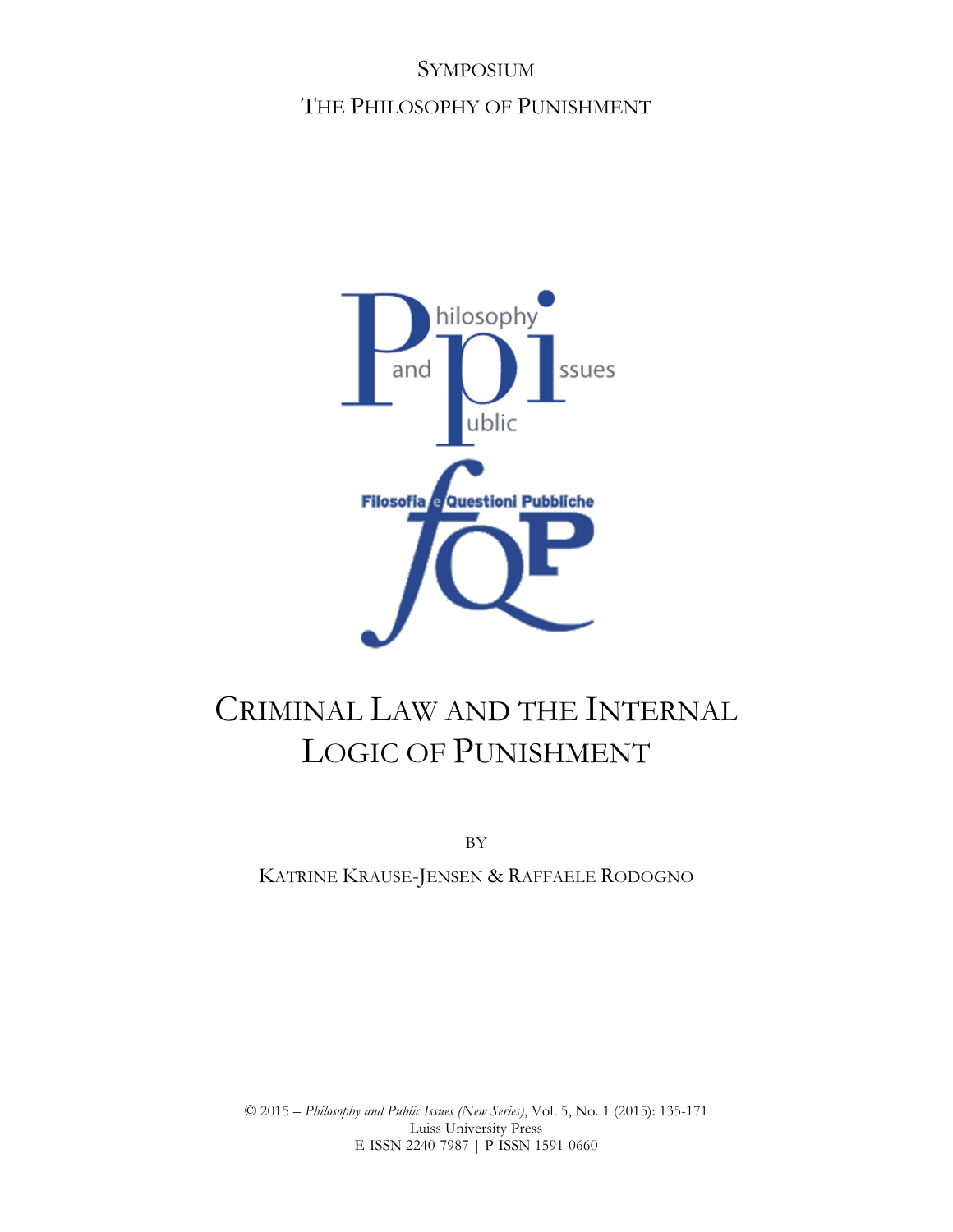SYMPOSIUM

THE PHILOSOPHY OF PUNISHMENT

# CRIMINAL LAW AND THE INTERNAL LOGIC OF PUNISHMENT

BY

KATRINE KRAUSE-JENSEN & RAFFAELE RODOGNO

© 2015 – *Philosophy and Public Issues (New Series)*, Vol. 5, No. 1 (2015): 135-171
Luiss University Press
E-ISSN 2240-7987 | P-ISSN 1591-0660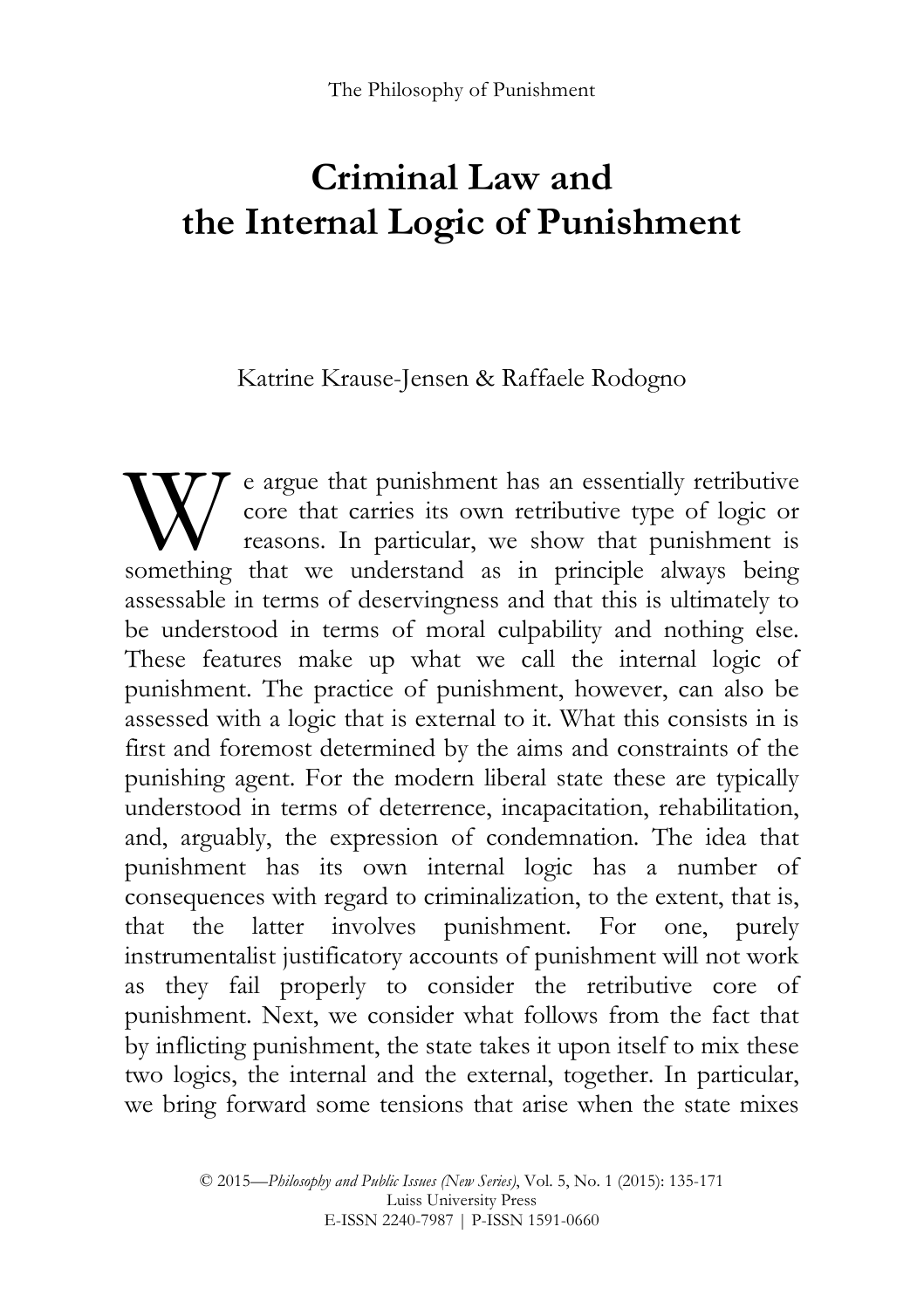The Philosophy of Punishment

# Criminal Law and the Internal Logic of Punishment

Katrine Krause-Jensen & Raffaele Rodogno

We argue that punishment has an essentially retributive core that carries its own retributive type of logic or reasons. In particular, we show that punishment is something that we understand as in principle always being assessable in terms of deservingness and that this is ultimately to be understood in terms of moral culpability and nothing else. These features make up what we call the internal logic of punishment. The practice of punishment, however, can also be assessed with a logic that is external to it. What this consists in is first and foremost determined by the aims and constraints of the punishing agent. For the modern liberal state these are typically understood in terms of deterrence, incapacitation, rehabilitation, and, arguably, the expression of condemnation. The idea that punishment has its own internal logic has a number of consequences with regard to criminalization, to the extent, that is, that the latter involves punishment. For one, purely instrumentalist justificatory accounts of punishment will not work as they fail properly to consider the retributive core of punishment. Next, we consider what follows from the fact that by inflicting punishment, the state takes it upon itself to mix these two logics, the internal and the external, together. In particular, we bring forward some tensions that arise when the state mixes

© 2015—*Philosophy and Public Issues (New Series)*, Vol. 5, No. 1 (2015): 135-171
Luiss University Press
E-ISSN 2240-7987 | P-ISSN 1591-0660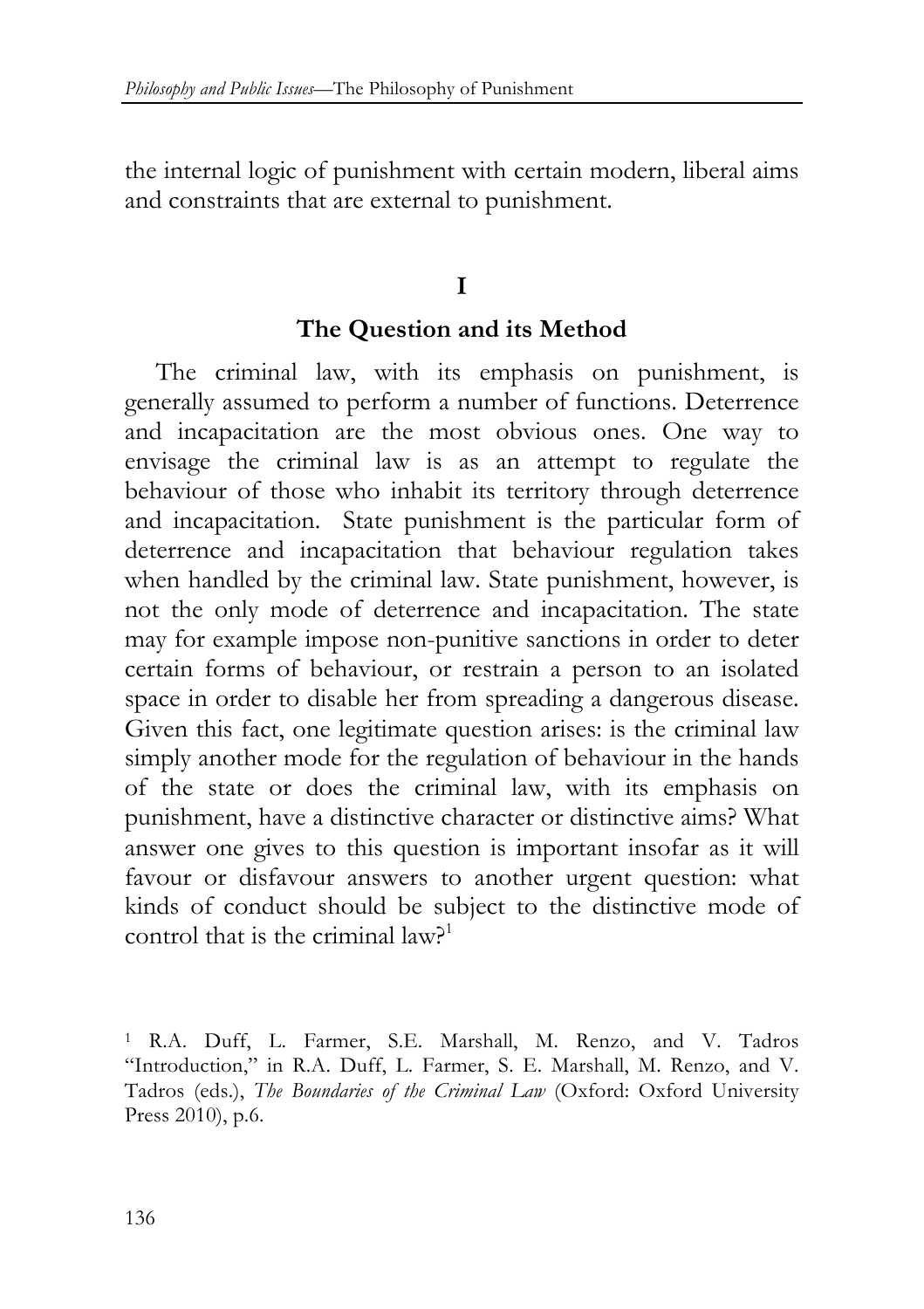the internal logic of punishment with certain modern, liberal aims and constraints that are external to punishment.

## I

## The Question and its Method

The criminal law, with its emphasis on punishment, is generally assumed to perform a number of functions. Deterrence and incapacitation are the most obvious ones. One way to envisage the criminal law is as an attempt to regulate the behaviour of those who inhabit its territory through deterrence and incapacitation. State punishment is the particular form of deterrence and incapacitation that behaviour regulation takes when handled by the criminal law. State punishment, however, is not the only mode of deterrence and incapacitation. The state may for example impose non-punitive sanctions in order to deter certain forms of behaviour, or restrain a person to an isolated space in order to disable her from spreading a dangerous disease. Given this fact, one legitimate question arises: is the criminal law simply another mode for the regulation of behaviour in the hands of the state or does the criminal law, with its emphasis on punishment, have a distinctive character or distinctive aims? What answer one gives to this question is important insofar as it will favour or disfavour answers to another urgent question: what kinds of conduct should be subject to the distinctive mode of control that is the criminal law?[1]

[1] R.A. Duff, L. Farmer, S.E. Marshall, M. Renzo, and V. Tadros "Introduction," in R.A. Duff, L. Farmer, S. E. Marshall, M. Renzo, and V. Tadros (eds.), *The Boundaries of the Criminal Law* (Oxford: Oxford University Press 2010), p.6.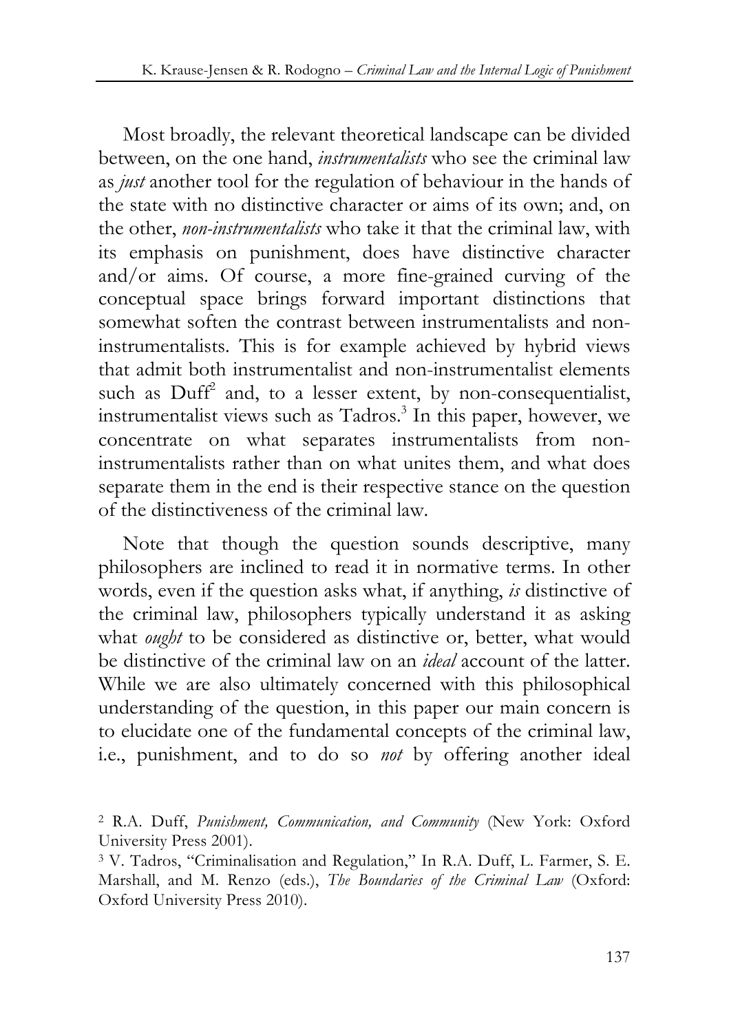Most broadly, the relevant theoretical landscape can be divided between, on the one hand, *instrumentalists* who see the criminal law as *just* another tool for the regulation of behaviour in the hands of the state with no distinctive character or aims of its own; and, on the other, *non-instrumentalists* who take it that the criminal law, with its emphasis on punishment, does have distinctive character and/or aims. Of course, a more fine-grained curving of the conceptual space brings forward important distinctions that somewhat soften the contrast between instrumentalists and non-instrumentalists. This is for example achieved by hybrid views that admit both instrumentalist and non-instrumentalist elements such as Duff[2] and, to a lesser extent, by non-consequentialist, instrumentalist views such as Tadros.[3] In this paper, however, we concentrate on what separates instrumentalists from non-instrumentalists rather than on what unites them, and what does separate them in the end is their respective stance on the question of the distinctiveness of the criminal law.

Note that though the question sounds descriptive, many philosophers are inclined to read it in normative terms. In other words, even if the question asks what, if anything, *is* distinctive of the criminal law, philosophers typically understand it as asking what *ought* to be considered as distinctive or, better, what would be distinctive of the criminal law on an *ideal* account of the latter. While we are also ultimately concerned with this philosophical understanding of the question, in this paper our main concern is to elucidate one of the fundamental concepts of the criminal law, i.e., punishment, and to do so *not* by offering another ideal

---

[2] R.A. Duff, *Punishment, Communication, and Community* (New York: Oxford University Press 2001).

[3] V. Tadros, "Criminalisation and Regulation," In R.A. Duff, L. Farmer, S. E. Marshall, and M. Renzo (eds.), *The Boundaries of the Criminal Law* (Oxford: Oxford University Press 2010).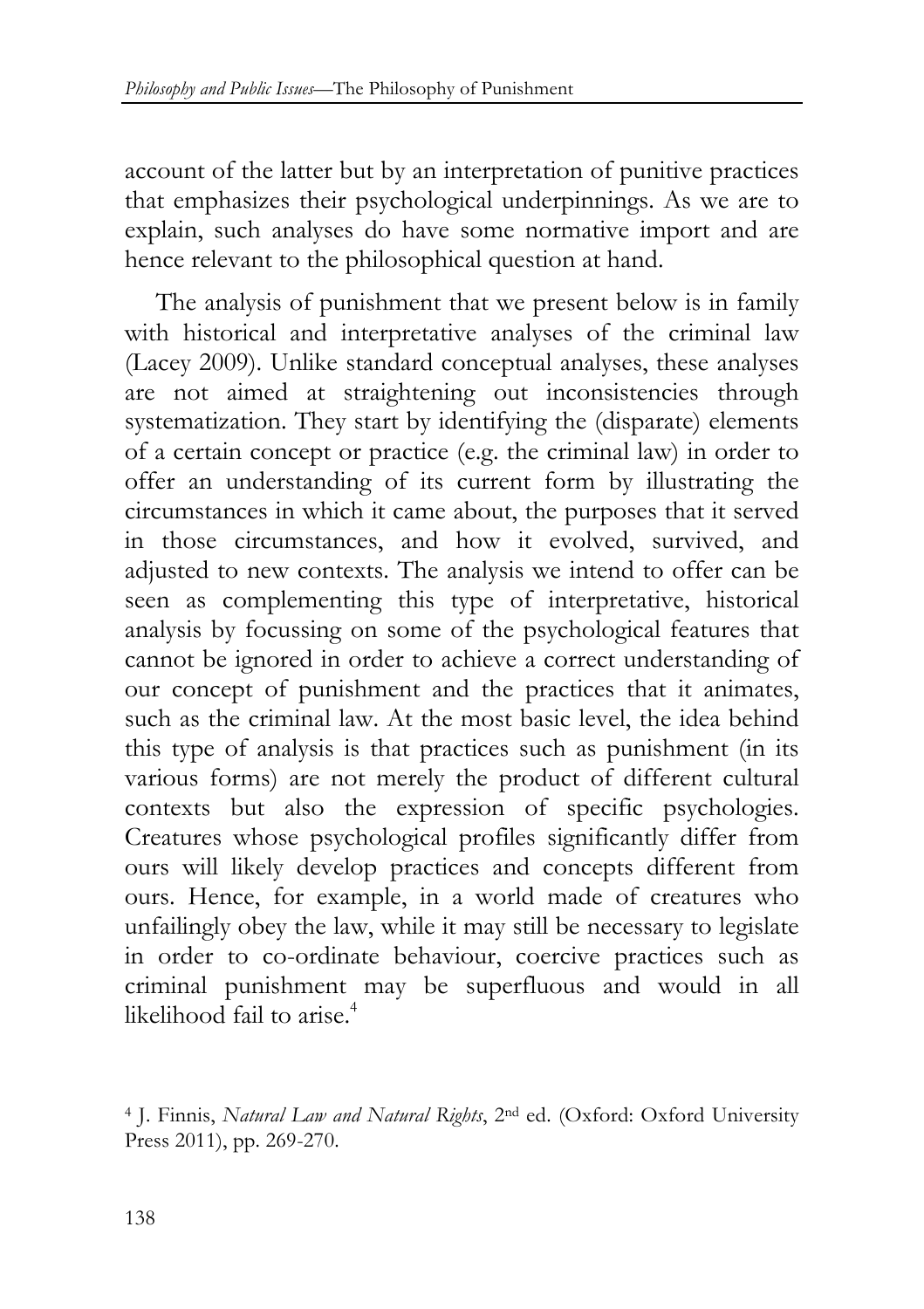account of the latter but by an interpretation of punitive practices that emphasizes their psychological underpinnings. As we are to explain, such analyses do have some normative import and are hence relevant to the philosophical question at hand.

The analysis of punishment that we present below is in family with historical and interpretative analyses of the criminal law (Lacey 2009). Unlike standard conceptual analyses, these analyses are not aimed at straightening out inconsistencies through systematization. They start by identifying the (disparate) elements of a certain concept or practice (e.g. the criminal law) in order to offer an understanding of its current form by illustrating the circumstances in which it came about, the purposes that it served in those circumstances, and how it evolved, survived, and adjusted to new contexts. The analysis we intend to offer can be seen as complementing this type of interpretative, historical analysis by focussing on some of the psychological features that cannot be ignored in order to achieve a correct understanding of our concept of punishment and the practices that it animates, such as the criminal law. At the most basic level, the idea behind this type of analysis is that practices such as punishment (in its various forms) are not merely the product of different cultural contexts but also the expression of specific psychologies. Creatures whose psychological profiles significantly differ from ours will likely develop practices and concepts different from ours. Hence, for example, in a world made of creatures who unfailingly obey the law, while it may still be necessary to legislate in order to co-ordinate behaviour, coercive practices such as criminal punishment may be superfluous and would in all likelihood fail to arise.[4]

[4] J. Finnis, *Natural Law and Natural Rights*, 2nd ed. (Oxford: Oxford University Press 2011), pp. 269-270.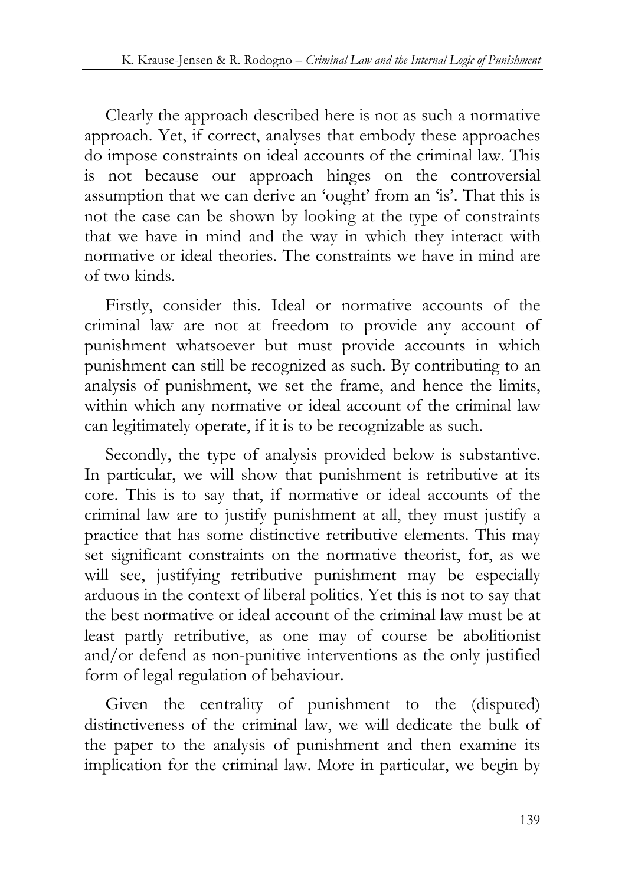Clearly the approach described here is not as such a normative approach. Yet, if correct, analyses that embody these approaches do impose constraints on ideal accounts of the criminal law. This is not because our approach hinges on the controversial assumption that we can derive an 'ought' from an 'is'. That this is not the case can be shown by looking at the type of constraints that we have in mind and the way in which they interact with normative or ideal theories. The constraints we have in mind are of two kinds.

Firstly, consider this. Ideal or normative accounts of the criminal law are not at freedom to provide any account of punishment whatsoever but must provide accounts in which punishment can still be recognized as such. By contributing to an analysis of punishment, we set the frame, and hence the limits, within which any normative or ideal account of the criminal law can legitimately operate, if it is to be recognizable as such.

Secondly, the type of analysis provided below is substantive. In particular, we will show that punishment is retributive at its core. This is to say that, if normative or ideal accounts of the criminal law are to justify punishment at all, they must justify a practice that has some distinctive retributive elements. This may set significant constraints on the normative theorist, for, as we will see, justifying retributive punishment may be especially arduous in the context of liberal politics. Yet this is not to say that the best normative or ideal account of the criminal law must be at least partly retributive, as one may of course be abolitionist and/or defend as non-punitive interventions as the only justified form of legal regulation of behaviour.

Given the centrality of punishment to the (disputed) distinctiveness of the criminal law, we will dedicate the bulk of the paper to the analysis of punishment and then examine its implication for the criminal law. More in particular, we begin by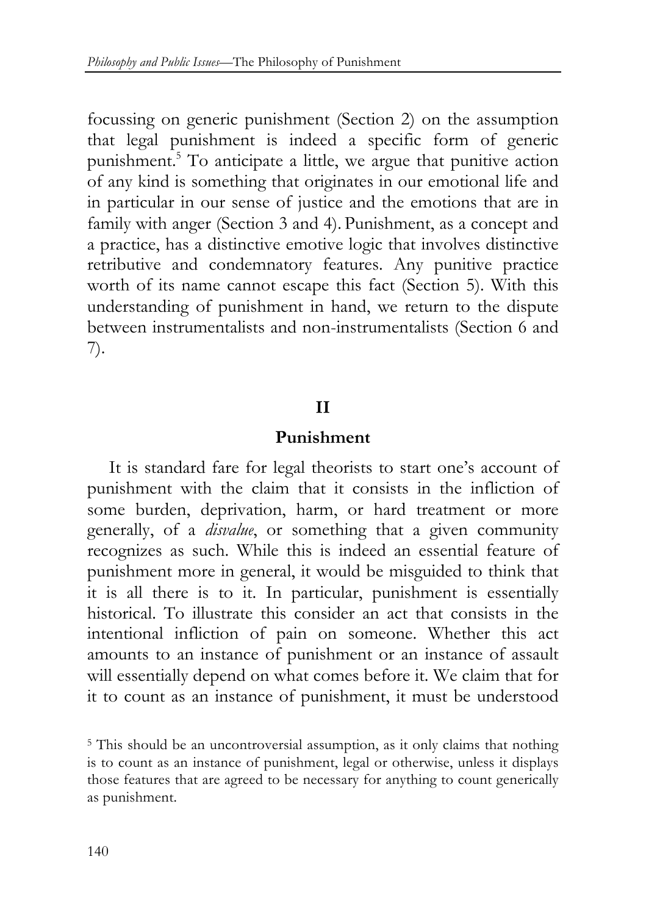focussing on generic punishment (Section 2) on the assumption that legal punishment is indeed a specific form of generic punishment.[5] To anticipate a little, we argue that punitive action of any kind is something that originates in our emotional life and in particular in our sense of justice and the emotions that are in family with anger (Section 3 and 4). Punishment, as a concept and a practice, has a distinctive emotive logic that involves distinctive retributive and condemnatory features. Any punitive practice worth of its name cannot escape this fact (Section 5). With this understanding of punishment in hand, we return to the dispute between instrumentalists and non-instrumentalists (Section 6 and 7).

## II

## Punishment

It is standard fare for legal theorists to start one's account of punishment with the claim that it consists in the infliction of some burden, deprivation, harm, or hard treatment or more generally, of a *disvalue*, or something that a given community recognizes as such. While this is indeed an essential feature of punishment more in general, it would be misguided to think that it is all there is to it. In particular, punishment is essentially historical. To illustrate this consider an act that consists in the intentional infliction of pain on someone. Whether this act amounts to an instance of punishment or an instance of assault will essentially depend on what comes before it. We claim that for it to count as an instance of punishment, it must be understood

[5] This should be an uncontroversial assumption, as it only claims that nothing is to count as an instance of punishment, legal or otherwise, unless it displays those features that are agreed to be necessary for anything to count generically as punishment.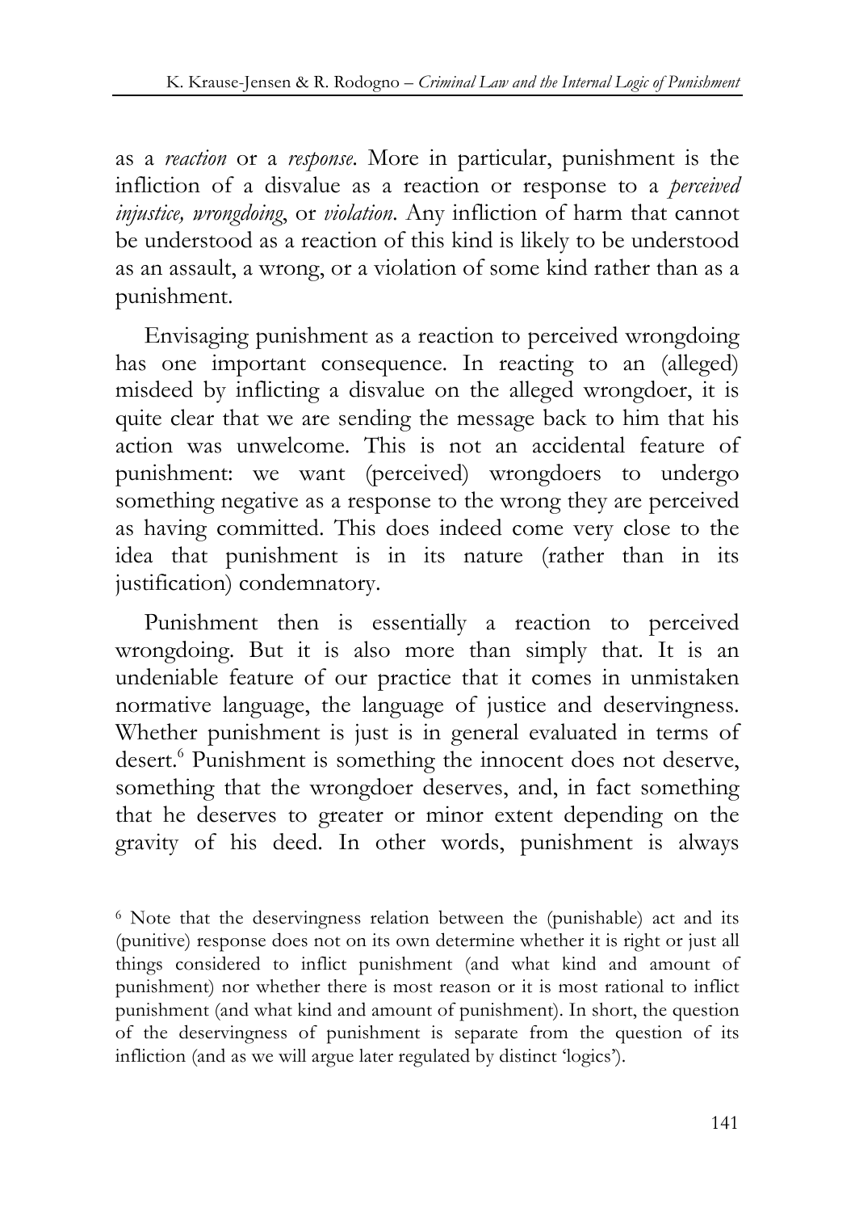as a *reaction* or a *response*. More in particular, punishment is the infliction of a disvalue as a reaction or response to a *perceived injustice, wrongdoing*, or *violation*. Any infliction of harm that cannot be understood as a reaction of this kind is likely to be understood as an assault, a wrong, or a violation of some kind rather than as a punishment.

Envisaging punishment as a reaction to perceived wrongdoing has one important consequence. In reacting to an (alleged) misdeed by inflicting a disvalue on the alleged wrongdoer, it is quite clear that we are sending the message back to him that his action was unwelcome. This is not an accidental feature of punishment: we want (perceived) wrongdoers to undergo something negative as a response to the wrong they are perceived as having committed. This does indeed come very close to the idea that punishment is in its nature (rather than in its justification) condemnatory.

Punishment then is essentially a reaction to perceived wrongdoing. But it is also more than simply that. It is an undeniable feature of our practice that it comes in unmistaken normative language, the language of justice and deservingness. Whether punishment is just is in general evaluated in terms of desert.[6] Punishment is something the innocent does not deserve, something that the wrongdoer deserves, and, in fact something that he deserves to greater or minor extent depending on the gravity of his deed. In other words, punishment is always

[6] Note that the deservingness relation between the (punishable) act and its (punitive) response does not on its own determine whether it is right or just all things considered to inflict punishment (and what kind and amount of punishment) nor whether there is most reason or it is most rational to inflict punishment (and what kind and amount of punishment). In short, the question of the deservingness of punishment is separate from the question of its infliction (and as we will argue later regulated by distinct 'logics').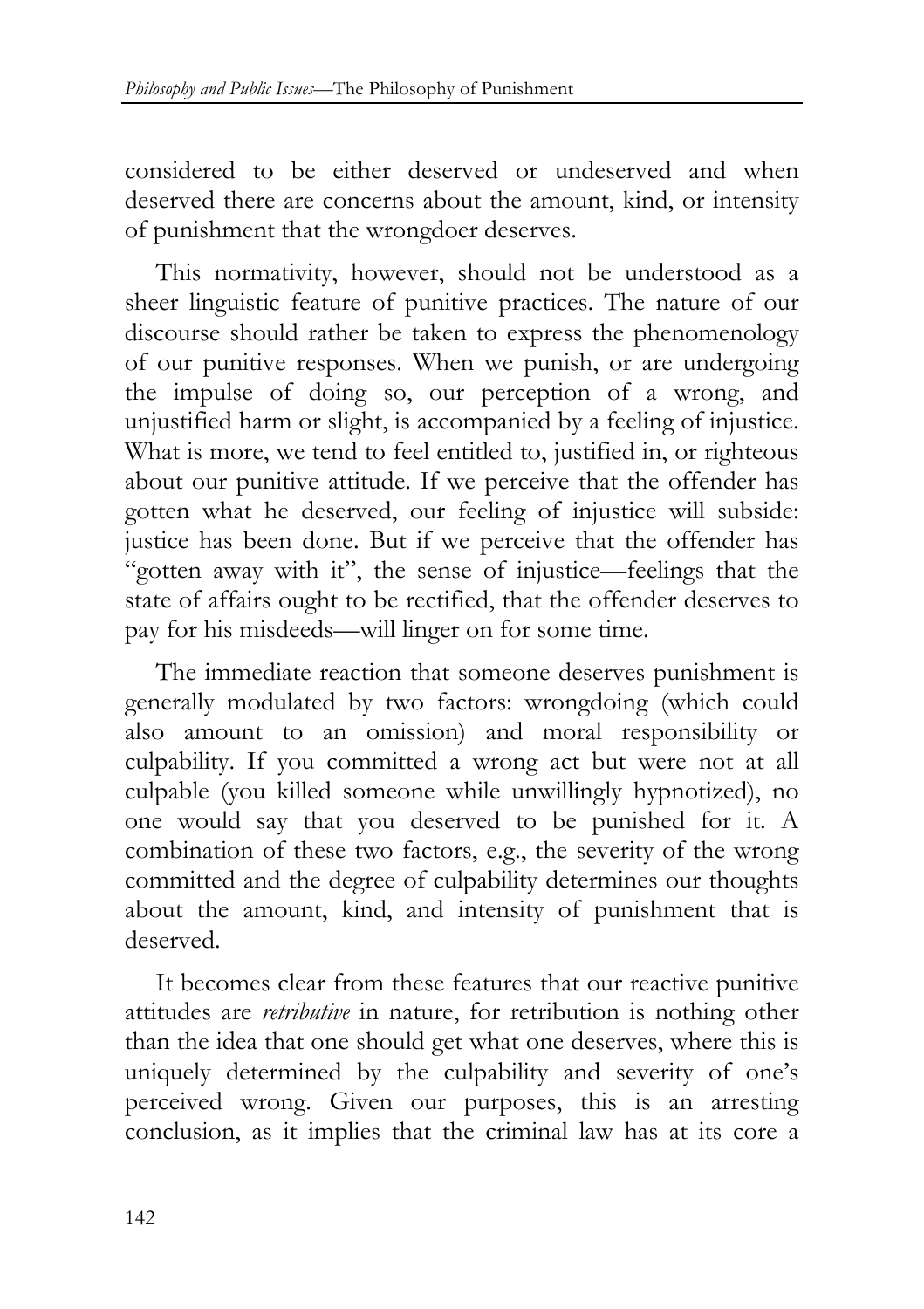considered to be either deserved or undeserved and when deserved there are concerns about the amount, kind, or intensity of punishment that the wrongdoer deserves.

This normativity, however, should not be understood as a sheer linguistic feature of punitive practices. The nature of our discourse should rather be taken to express the phenomenology of our punitive responses. When we punish, or are undergoing the impulse of doing so, our perception of a wrong, and unjustified harm or slight, is accompanied by a feeling of injustice. What is more, we tend to feel entitled to, justified in, or righteous about our punitive attitude. If we perceive that the offender has gotten what he deserved, our feeling of injustice will subside: justice has been done. But if we perceive that the offender has "gotten away with it", the sense of injustice—feelings that the state of affairs ought to be rectified, that the offender deserves to pay for his misdeeds—will linger on for some time.

The immediate reaction that someone deserves punishment is generally modulated by two factors: wrongdoing (which could also amount to an omission) and moral responsibility or culpability. If you committed a wrong act but were not at all culpable (you killed someone while unwillingly hypnotized), no one would say that you deserved to be punished for it. A combination of these two factors, e.g., the severity of the wrong committed and the degree of culpability determines our thoughts about the amount, kind, and intensity of punishment that is deserved.

It becomes clear from these features that our reactive punitive attitudes are *retributive* in nature, for retribution is nothing other than the idea that one should get what one deserves, where this is uniquely determined by the culpability and severity of one's perceived wrong. Given our purposes, this is an arresting conclusion, as it implies that the criminal law has at its core a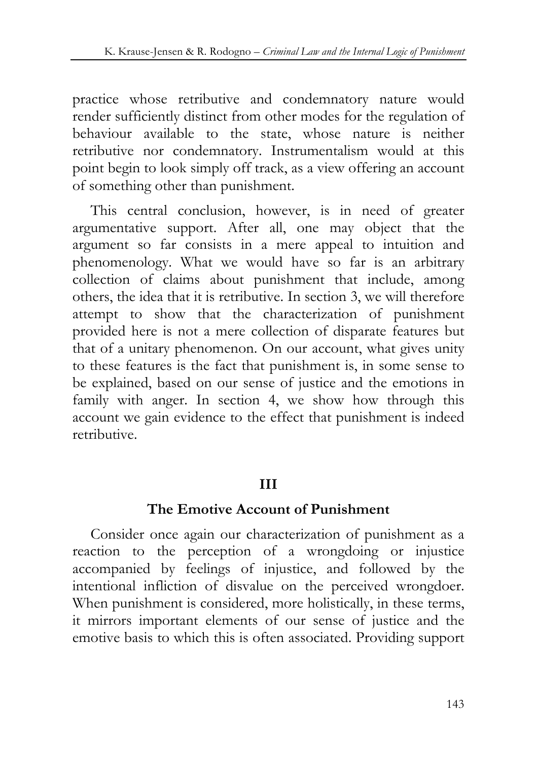practice whose retributive and condemnatory nature would render sufficiently distinct from other modes for the regulation of behaviour available to the state, whose nature is neither retributive nor condemnatory. Instrumentalism would at this point begin to look simply off track, as a view offering an account of something other than punishment.

This central conclusion, however, is in need of greater argumentative support. After all, one may object that the argument so far consists in a mere appeal to intuition and phenomenology. What we would have so far is an arbitrary collection of claims about punishment that include, among others, the idea that it is retributive. In section 3, we will therefore attempt to show that the characterization of punishment provided here is not a mere collection of disparate features but that of a unitary phenomenon. On our account, what gives unity to these features is the fact that punishment is, in some sense to be explained, based on our sense of justice and the emotions in family with anger. In section 4, we show how through this account we gain evidence to the effect that punishment is indeed retributive.

## III

## The Emotive Account of Punishment

Consider once again our characterization of punishment as a reaction to the perception of a wrongdoing or injustice accompanied by feelings of injustice, and followed by the intentional infliction of disvalue on the perceived wrongdoer. When punishment is considered, more holistically, in these terms, it mirrors important elements of our sense of justice and the emotive basis to which this is often associated. Providing support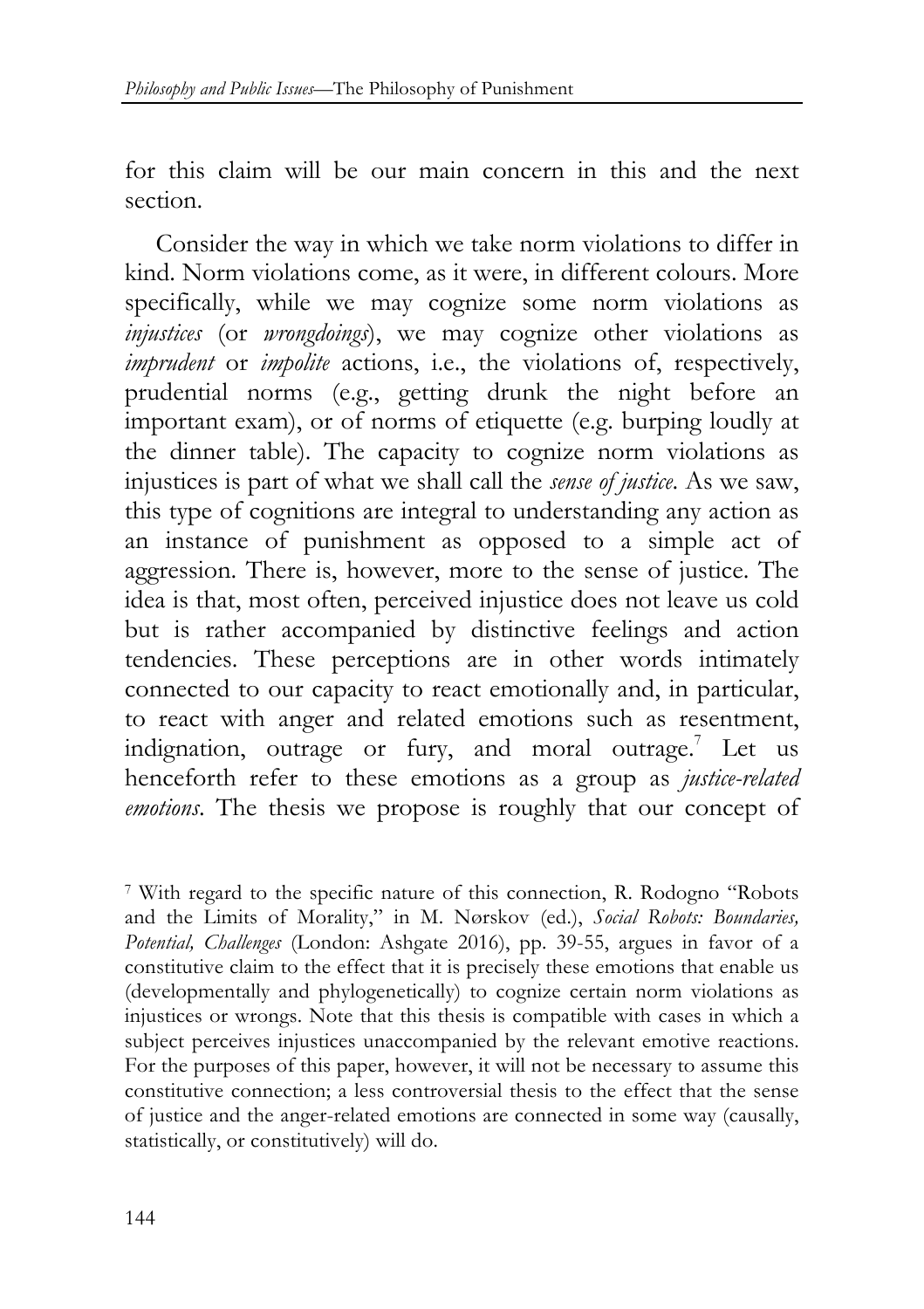for this claim will be our main concern in this and the next section.

Consider the way in which we take norm violations to differ in kind. Norm violations come, as it were, in different colours. More specifically, while we may cognize some norm violations as *injustices* (or *wrongdoings*), we may cognize other violations as *imprudent* or *impolite* actions, i.e., the violations of, respectively, prudential norms (e.g., getting drunk the night before an important exam), or of norms of etiquette (e.g. burping loudly at the dinner table). The capacity to cognize norm violations as injustices is part of what we shall call the *sense of justice*. As we saw, this type of cognitions are integral to understanding any action as an instance of punishment as opposed to a simple act of aggression. There is, however, more to the sense of justice. The idea is that, most often, perceived injustice does not leave us cold but is rather accompanied by distinctive feelings and action tendencies. These perceptions are in other words intimately connected to our capacity to react emotionally and, in particular, to react with anger and related emotions such as resentment, indignation, outrage or fury, and moral outrage.[7] Let us henceforth refer to these emotions as a group as *justice-related emotions*. The thesis we propose is roughly that our concept of

[7] With regard to the specific nature of this connection, R. Rodogno "Robots and the Limits of Morality," in M. Nørskov (ed.), *Social Robots: Boundaries, Potential, Challenges* (London: Ashgate 2016), pp. 39-55, argues in favor of a constitutive claim to the effect that it is precisely these emotions that enable us (developmentally and phylogenetically) to cognize certain norm violations as injustices or wrongs. Note that this thesis is compatible with cases in which a subject perceives injustices unaccompanied by the relevant emotive reactions. For the purposes of this paper, however, it will not be necessary to assume this constitutive connection; a less controversial thesis to the effect that the sense of justice and the anger-related emotions are connected in some way (causally, statistically, or constitutively) will do.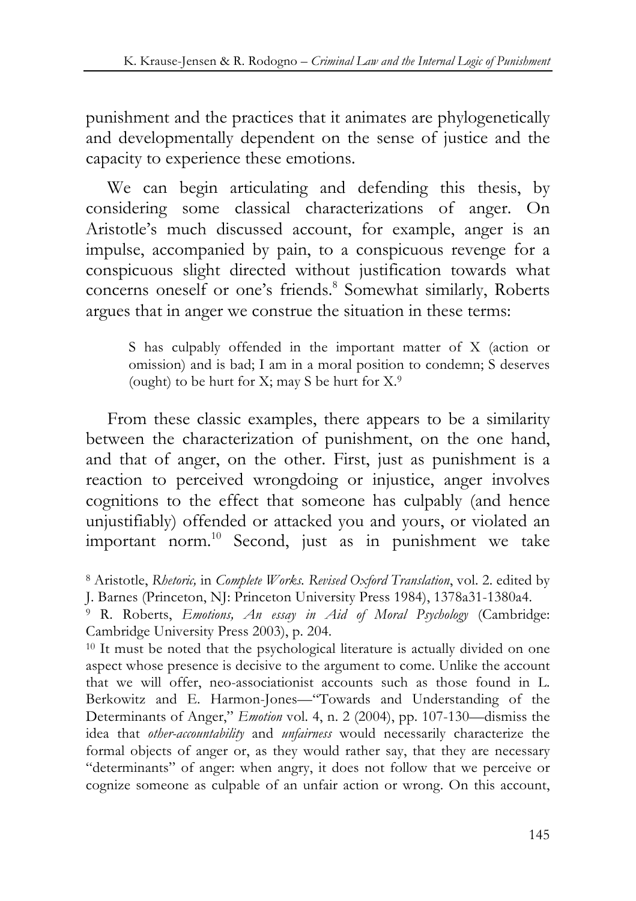punishment and the practices that it animates are phylogenetically and developmentally dependent on the sense of justice and the capacity to experience these emotions.

We can begin articulating and defending this thesis, by considering some classical characterizations of anger. On Aristotle's much discussed account, for example, anger is an impulse, accompanied by pain, to a conspicuous revenge for a conspicuous slight directed without justification towards what concerns oneself or one's friends.[8] Somewhat similarly, Roberts argues that in anger we construe the situation in these terms:

> S has culpably offended in the important matter of X (action or omission) and is bad; I am in a moral position to condemn; S deserves (ought) to be hurt for X; may S be hurt for X.[9]

From these classic examples, there appears to be a similarity between the characterization of punishment, on the one hand, and that of anger, on the other. First, just as punishment is a reaction to perceived wrongdoing or injustice, anger involves cognitions to the effect that someone has culpably (and hence unjustifiably) offended or attacked you and yours, or violated an important norm.[10] Second, just as in punishment we take

---

[8] Aristotle, *Rhetoric,* in *Complete Works. Revised Oxford Translation*, vol. 2. edited by J. Barnes (Princeton, NJ: Princeton University Press 1984), 1378a31-1380a4.

[9] R. Roberts, *Emotions, An essay in Aid of Moral Psychology* (Cambridge: Cambridge University Press 2003), p. 204.

[10] It must be noted that the psychological literature is actually divided on one aspect whose presence is decisive to the argument to come. Unlike the account that we will offer, neo-associationist accounts such as those found in L. Berkowitz and E. Harmon-Jones—"Towards and Understanding of the Determinants of Anger," *Emotion* vol. 4, n. 2 (2004), pp. 107-130—dismiss the idea that *other-accountability* and *unfairness* would necessarily characterize the formal objects of anger or, as they would rather say, that they are necessary "determinants" of anger: when angry, it does not follow that we perceive or cognize someone as culpable of an unfair action or wrong. On this account,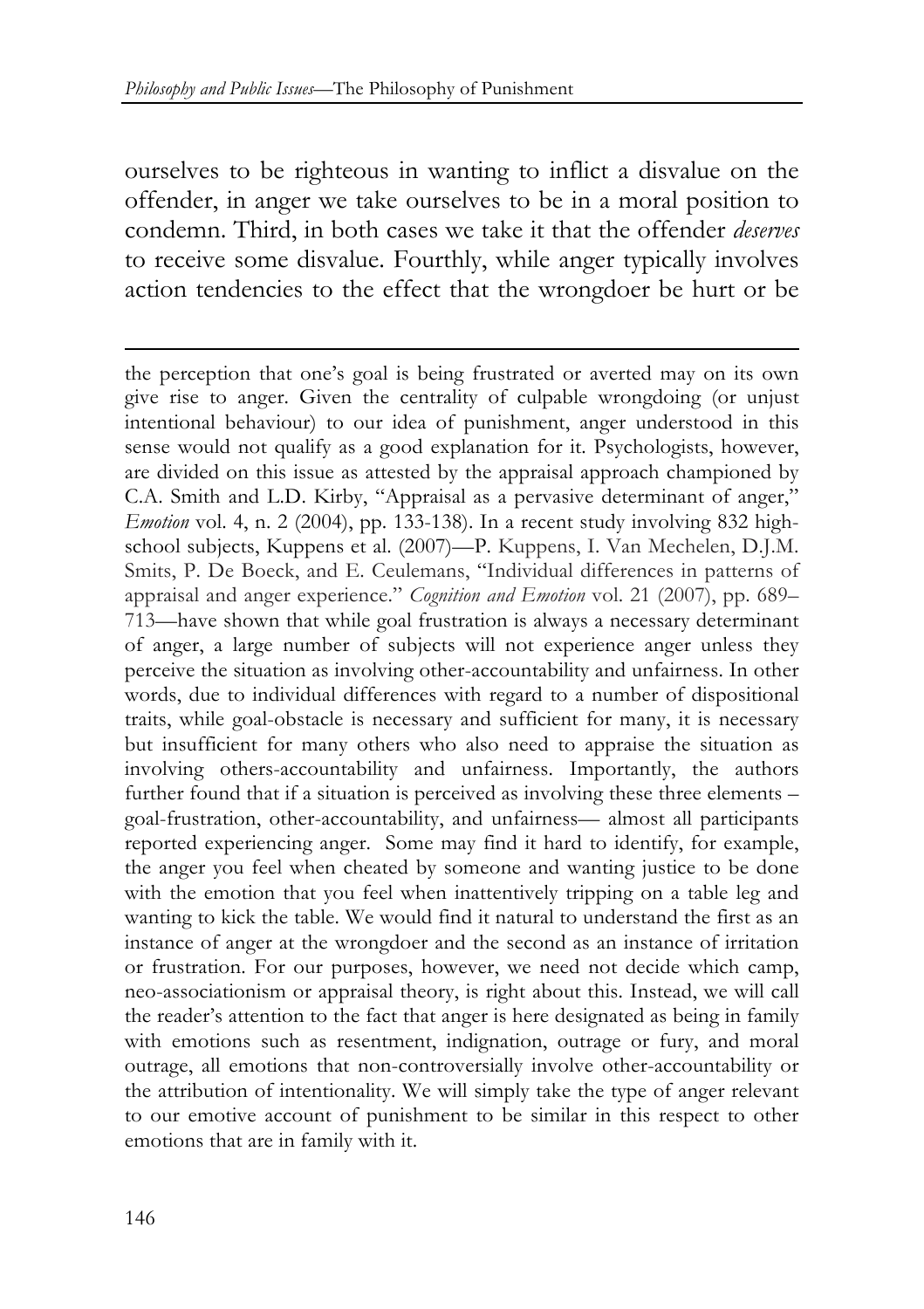ourselves to be righteous in wanting to inflict a disvalue on the offender, in anger we take ourselves to be in a moral position to condemn. Third, in both cases we take it that the offender *deserves* to receive some disvalue. Fourthly, while anger typically involves action tendencies to the effect that the wrongdoer be hurt or be

---

the perception that one's goal is being frustrated or averted may on its own give rise to anger. Given the centrality of culpable wrongdoing (or unjust intentional behaviour) to our idea of punishment, anger understood in this sense would not qualify as a good explanation for it. Psychologists, however, are divided on this issue as attested by the appraisal approach championed by C.A. Smith and L.D. Kirby, "Appraisal as a pervasive determinant of anger," *Emotion* vol. 4, n. 2 (2004), pp. 133-138). In a recent study involving 832 high-school subjects, Kuppens et al. (2007)—P. Kuppens, I. Van Mechelen, D.J.M. Smits, P. De Boeck, and E. Ceulemans, "Individual differences in patterns of appraisal and anger experience." *Cognition and Emotion* vol. 21 (2007), pp. 689–713—have shown that while goal frustration is always a necessary determinant of anger, a large number of subjects will not experience anger unless they perceive the situation as involving other-accountability and unfairness. In other words, due to individual differences with regard to a number of dispositional traits, while goal-obstacle is necessary and sufficient for many, it is necessary but insufficient for many others who also need to appraise the situation as involving others-accountability and unfairness. Importantly, the authors further found that if a situation is perceived as involving these three elements – goal-frustration, other-accountability, and unfairness— almost all participants reported experiencing anger. Some may find it hard to identify, for example, the anger you feel when cheated by someone and wanting justice to be done with the emotion that you feel when inattentively tripping on a table leg and wanting to kick the table. We would find it natural to understand the first as an instance of anger at the wrongdoer and the second as an instance of irritation or frustration. For our purposes, however, we need not decide which camp, neo-associationism or appraisal theory, is right about this. Instead, we will call the reader's attention to the fact that anger is here designated as being in family with emotions such as resentment, indignation, outrage or fury, and moral outrage, all emotions that non-controversially involve other-accountability or the attribution of intentionality. We will simply take the type of anger relevant to our emotive account of punishment to be similar in this respect to other emotions that are in family with it.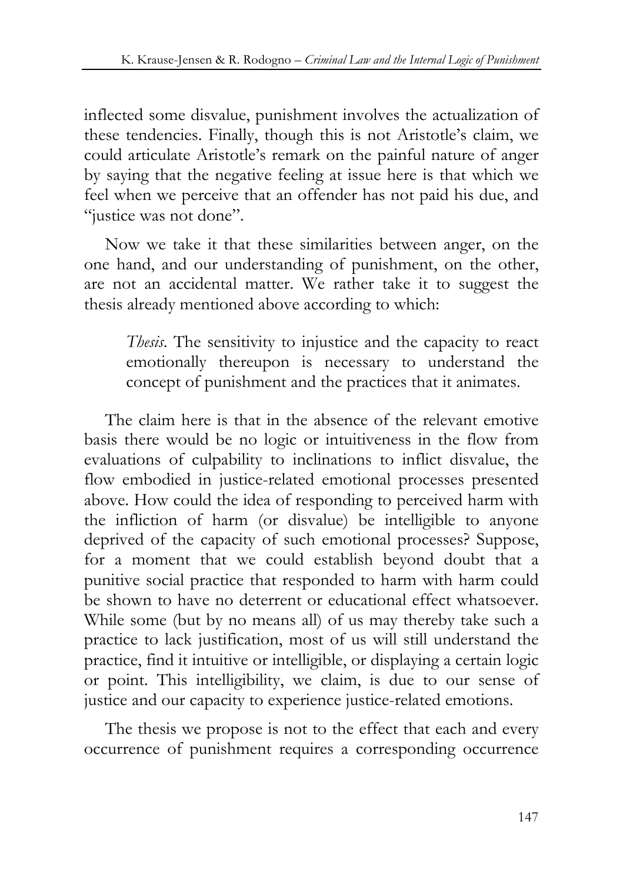inflected some disvalue, punishment involves the actualization of these tendencies. Finally, though this is not Aristotle's claim, we could articulate Aristotle's remark on the painful nature of anger by saying that the negative feeling at issue here is that which we feel when we perceive that an offender has not paid his due, and "justice was not done".

Now we take it that these similarities between anger, on the one hand, and our understanding of punishment, on the other, are not an accidental matter. We rather take it to suggest the thesis already mentioned above according to which:

> *Thesis*. The sensitivity to injustice and the capacity to react emotionally thereupon is necessary to understand the concept of punishment and the practices that it animates.

The claim here is that in the absence of the relevant emotive basis there would be no logic or intuitiveness in the flow from evaluations of culpability to inclinations to inflict disvalue, the flow embodied in justice-related emotional processes presented above. How could the idea of responding to perceived harm with the infliction of harm (or disvalue) be intelligible to anyone deprived of the capacity of such emotional processes? Suppose, for a moment that we could establish beyond doubt that a punitive social practice that responded to harm with harm could be shown to have no deterrent or educational effect whatsoever. While some (but by no means all) of us may thereby take such a practice to lack justification, most of us will still understand the practice, find it intuitive or intelligible, or displaying a certain logic or point. This intelligibility, we claim, is due to our sense of justice and our capacity to experience justice-related emotions.

The thesis we propose is not to the effect that each and every occurrence of punishment requires a corresponding occurrence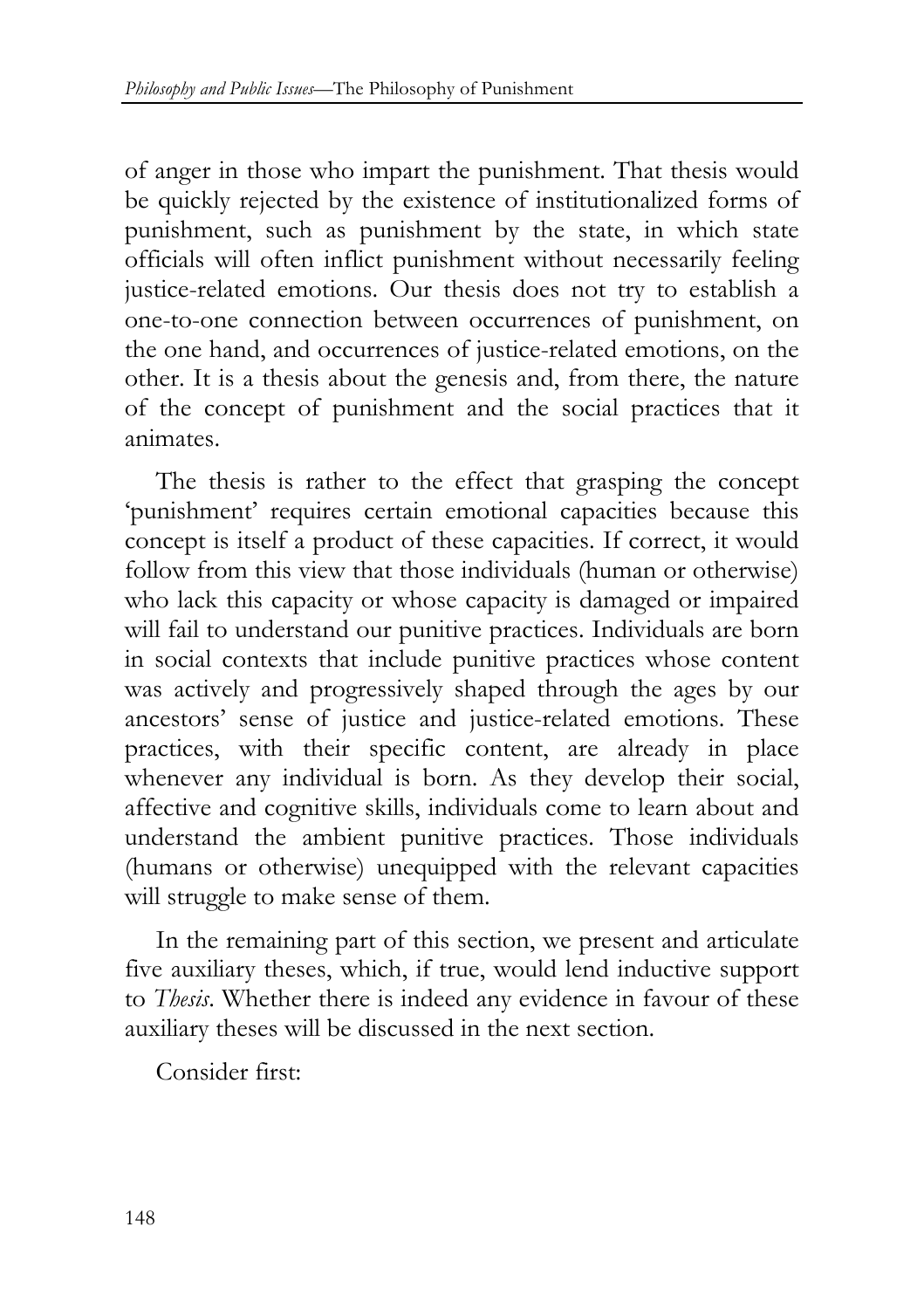of anger in those who impart the punishment. That thesis would be quickly rejected by the existence of institutionalized forms of punishment, such as punishment by the state, in which state officials will often inflict punishment without necessarily feeling justice-related emotions. Our thesis does not try to establish a one-to-one connection between occurrences of punishment, on the one hand, and occurrences of justice-related emotions, on the other. It is a thesis about the genesis and, from there, the nature of the concept of punishment and the social practices that it animates.

The thesis is rather to the effect that grasping the concept 'punishment' requires certain emotional capacities because this concept is itself a product of these capacities. If correct, it would follow from this view that those individuals (human or otherwise) who lack this capacity or whose capacity is damaged or impaired will fail to understand our punitive practices. Individuals are born in social contexts that include punitive practices whose content was actively and progressively shaped through the ages by our ancestors' sense of justice and justice-related emotions. These practices, with their specific content, are already in place whenever any individual is born. As they develop their social, affective and cognitive skills, individuals come to learn about and understand the ambient punitive practices. Those individuals (humans or otherwise) unequipped with the relevant capacities will struggle to make sense of them.

In the remaining part of this section, we present and articulate five auxiliary theses, which, if true, would lend inductive support to *Thesis*. Whether there is indeed any evidence in favour of these auxiliary theses will be discussed in the next section.

Consider first: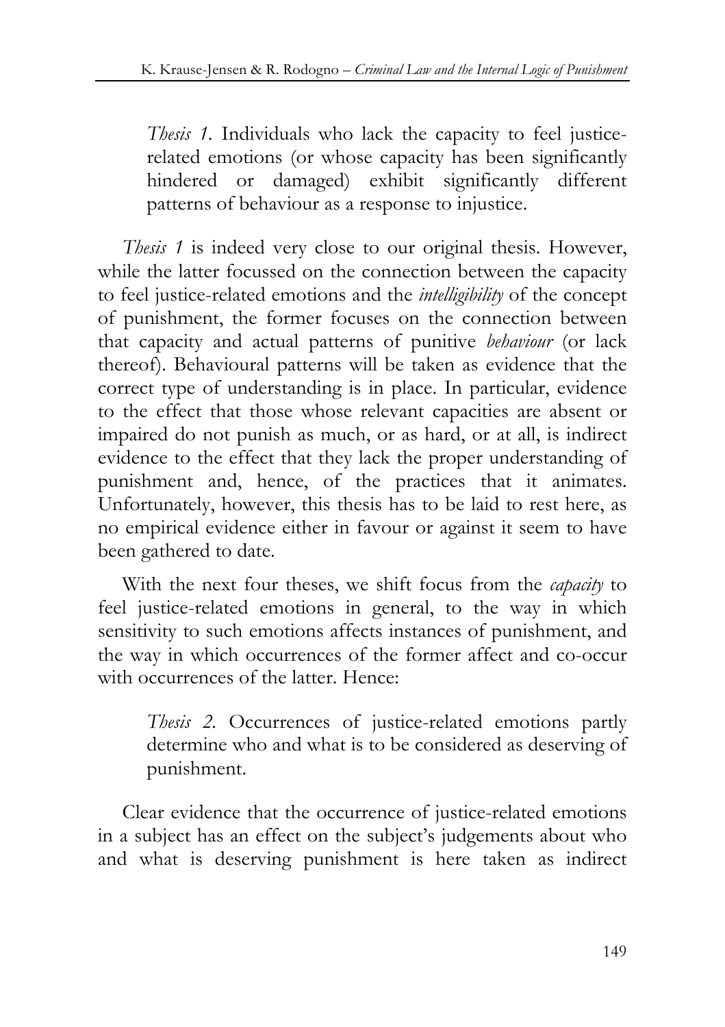> *Thesis 1*. Individuals who lack the capacity to feel justice-related emotions (or whose capacity has been significantly hindered or damaged) exhibit significantly different patterns of behaviour as a response to injustice.

*Thesis 1* is indeed very close to our original thesis. However, while the latter focussed on the connection between the capacity to feel justice-related emotions and the *intelligibility* of the concept of punishment, the former focuses on the connection between that capacity and actual patterns of punitive *behaviour* (or lack thereof). Behavioural patterns will be taken as evidence that the correct type of understanding is in place. In particular, evidence to the effect that those whose relevant capacities are absent or impaired do not punish as much, or as hard, or at all, is indirect evidence to the effect that they lack the proper understanding of punishment and, hence, of the practices that it animates. Unfortunately, however, this thesis has to be laid to rest here, as no empirical evidence either in favour or against it seem to have been gathered to date.

With the next four theses, we shift focus from the *capacity* to feel justice-related emotions in general, to the way in which sensitivity to such emotions affects instances of punishment, and the way in which occurrences of the former affect and co-occur with occurrences of the latter. Hence:

> *Thesis 2*. Occurrences of justice-related emotions partly determine who and what is to be considered as deserving of punishment.

Clear evidence that the occurrence of justice-related emotions in a subject has an effect on the subject's judgements about who and what is deserving punishment is here taken as indirect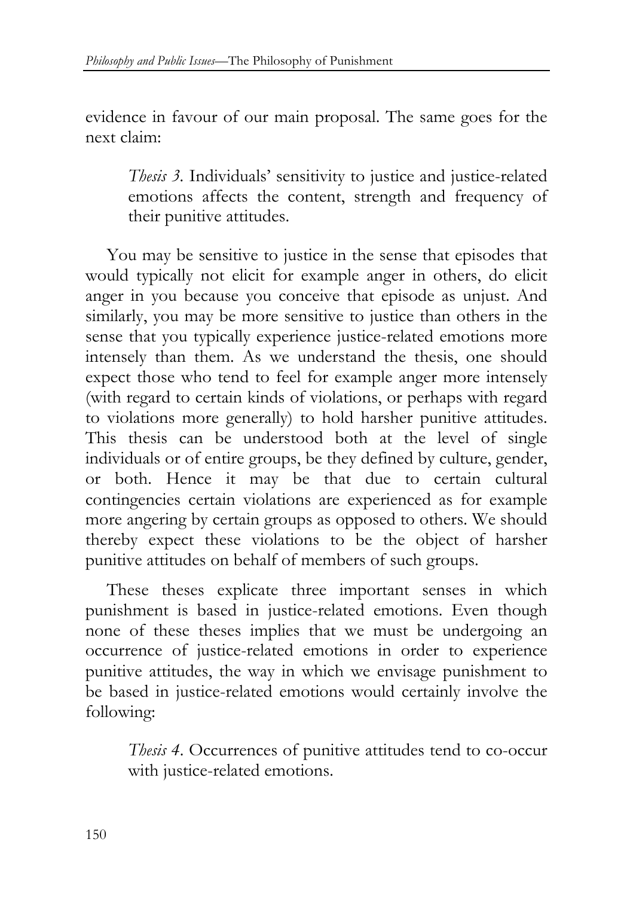evidence in favour of our main proposal. The same goes for the next claim:

> *Thesis 3.* Individuals' sensitivity to justice and justice-related emotions affects the content, strength and frequency of their punitive attitudes.

You may be sensitive to justice in the sense that episodes that would typically not elicit for example anger in others, do elicit anger in you because you conceive that episode as unjust. And similarly, you may be more sensitive to justice than others in the sense that you typically experience justice-related emotions more intensely than them. As we understand the thesis, one should expect those who tend to feel for example anger more intensely (with regard to certain kinds of violations, or perhaps with regard to violations more generally) to hold harsher punitive attitudes. This thesis can be understood both at the level of single individuals or of entire groups, be they defined by culture, gender, or both. Hence it may be that due to certain cultural contingencies certain violations are experienced as for example more angering by certain groups as opposed to others. We should thereby expect these violations to be the object of harsher punitive attitudes on behalf of members of such groups.

These theses explicate three important senses in which punishment is based in justice-related emotions. Even though none of these theses implies that we must be undergoing an occurrence of justice-related emotions in order to experience punitive attitudes, the way in which we envisage punishment to be based in justice-related emotions would certainly involve the following:

> *Thesis 4.* Occurrences of punitive attitudes tend to co-occur with justice-related emotions.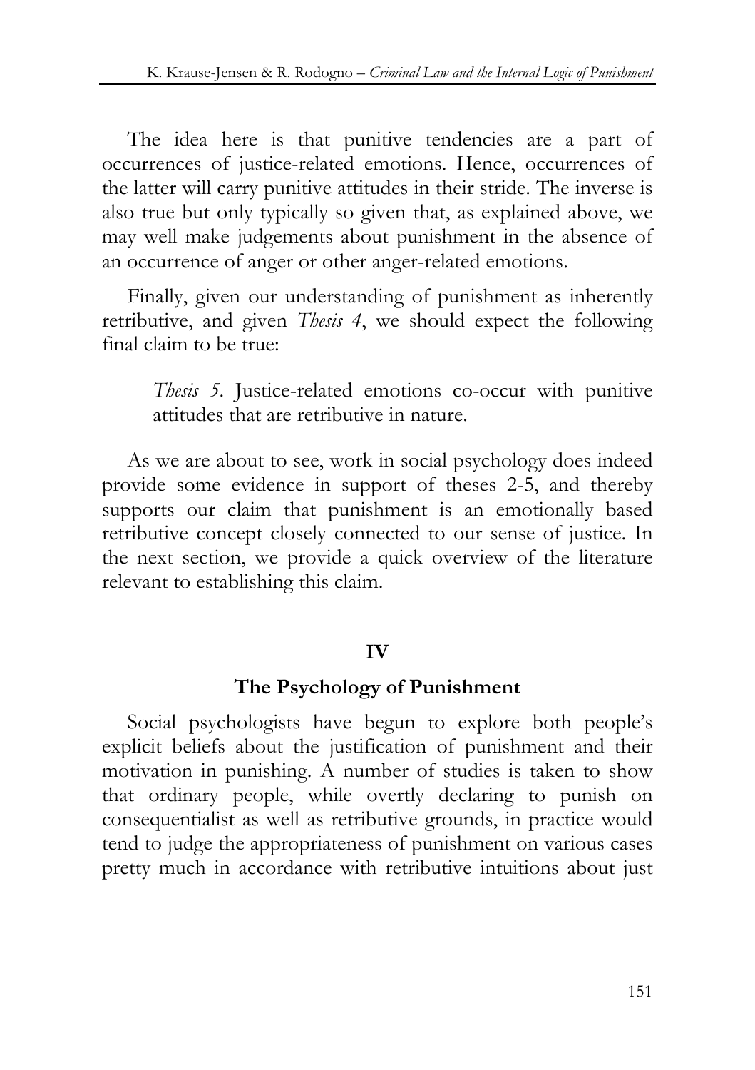The idea here is that punitive tendencies are a part of occurrences of justice-related emotions. Hence, occurrences of the latter will carry punitive attitudes in their stride. The inverse is also true but only typically so given that, as explained above, we may well make judgements about punishment in the absence of an occurrence of anger or other anger-related emotions.

Finally, given our understanding of punishment as inherently retributive, and given *Thesis 4*, we should expect the following final claim to be true:

> *Thesis 5*. Justice-related emotions co-occur with punitive attitudes that are retributive in nature.

As we are about to see, work in social psychology does indeed provide some evidence in support of theses 2-5, and thereby supports our claim that punishment is an emotionally based retributive concept closely connected to our sense of justice. In the next section, we provide a quick overview of the literature relevant to establishing this claim.

## IV

## The Psychology of Punishment

Social psychologists have begun to explore both people's explicit beliefs about the justification of punishment and their motivation in punishing. A number of studies is taken to show that ordinary people, while overtly declaring to punish on consequentialist as well as retributive grounds, in practice would tend to judge the appropriateness of punishment on various cases pretty much in accordance with retributive intuitions about just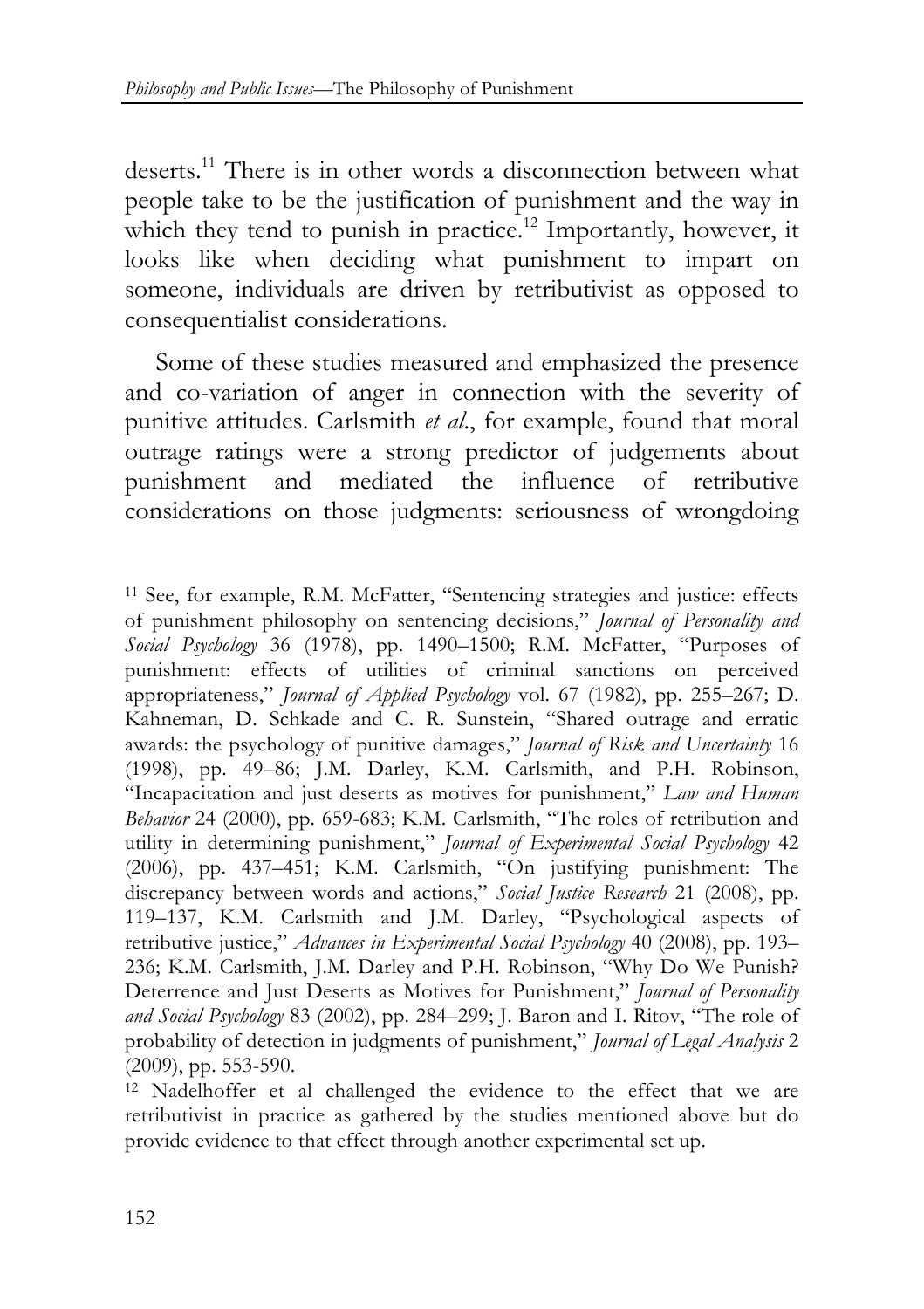deserts.[11] There is in other words a disconnection between what people take to be the justification of punishment and the way in which they tend to punish in practice.[12] Importantly, however, it looks like when deciding what punishment to impart on someone, individuals are driven by retributivist as opposed to consequentialist considerations.

Some of these studies measured and emphasized the presence and co-variation of anger in connection with the severity of punitive attitudes. Carlsmith *et al*., for example, found that moral outrage ratings were a strong predictor of judgements about punishment and mediated the influence of retributive considerations on those judgments: seriousness of wrongdoing

[11] See, for example, R.M. McFatter, "Sentencing strategies and justice: effects of punishment philosophy on sentencing decisions," *Journal of Personality and Social Psychology* 36 (1978), pp. 1490–1500; R.M. McFatter, "Purposes of punishment: effects of utilities of criminal sanctions on perceived appropriateness," *Journal of Applied Psychology* vol. 67 (1982), pp. 255–267; D. Kahneman, D. Schkade and C. R. Sunstein, "Shared outrage and erratic awards: the psychology of punitive damages," *Journal of Risk and Uncertainty* 16 (1998), pp. 49–86; J.M. Darley, K.M. Carlsmith, and P.H. Robinson, "Incapacitation and just deserts as motives for punishment," *Law and Human Behavior* 24 (2000), pp. 659-683; K.M. Carlsmith, "The roles of retribution and utility in determining punishment," *Journal of Experimental Social Psychology* 42 (2006), pp. 437–451; K.M. Carlsmith, "On justifying punishment: The discrepancy between words and actions," *Social Justice Research* 21 (2008), pp. 119–137, K.M. Carlsmith and J.M. Darley, "Psychological aspects of retributive justice," *Advances in Experimental Social Psychology* 40 (2008), pp. 193–236; K.M. Carlsmith, J.M. Darley and P.H. Robinson, "Why Do We Punish? Deterrence and Just Deserts as Motives for Punishment," *Journal of Personality and Social Psychology* 83 (2002), pp. 284–299; J. Baron and I. Ritov, "The role of probability of detection in judgments of punishment," *Journal of Legal Analysis* 2 (2009), pp. 553-590.

[12] Nadelhoffer et al challenged the evidence to the effect that we are retributivist in practice as gathered by the studies mentioned above but do provide evidence to that effect through another experimental set up.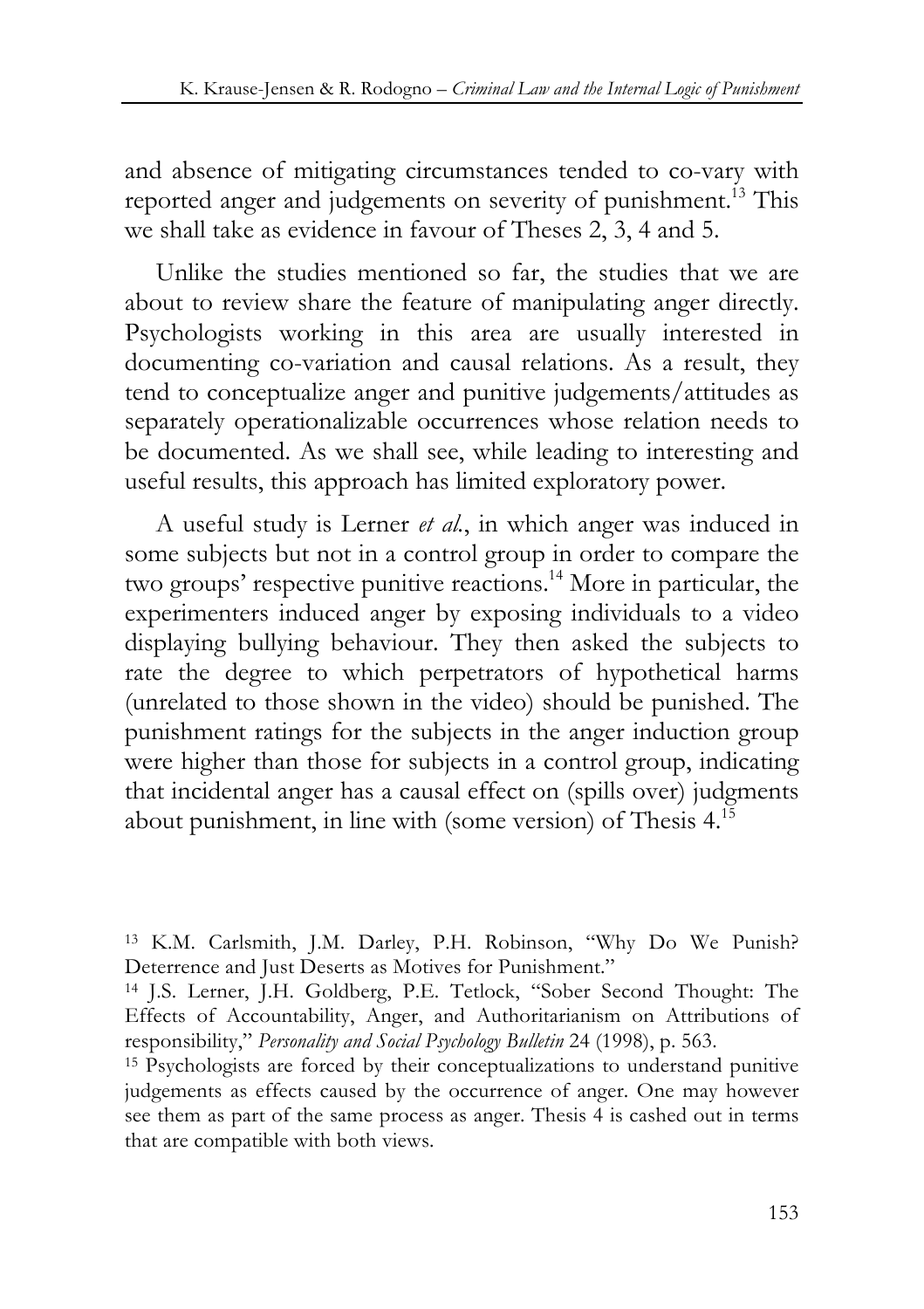and absence of mitigating circumstances tended to co-vary with reported anger and judgements on severity of punishment.[13] This we shall take as evidence in favour of Theses 2, 3, 4 and 5.

Unlike the studies mentioned so far, the studies that we are about to review share the feature of manipulating anger directly. Psychologists working in this area are usually interested in documenting co-variation and causal relations. As a result, they tend to conceptualize anger and punitive judgements/attitudes as separately operationalizable occurrences whose relation needs to be documented. As we shall see, while leading to interesting and useful results, this approach has limited exploratory power.

A useful study is Lerner *et al.*, in which anger was induced in some subjects but not in a control group in order to compare the two groups' respective punitive reactions.[14] More in particular, the experimenters induced anger by exposing individuals to a video displaying bullying behaviour. They then asked the subjects to rate the degree to which perpetrators of hypothetical harms (unrelated to those shown in the video) should be punished. The punishment ratings for the subjects in the anger induction group were higher than those for subjects in a control group, indicating that incidental anger has a causal effect on (spills over) judgments about punishment, in line with (some version) of Thesis 4.[15]

---

[13] K.M. Carlsmith, J.M. Darley, P.H. Robinson, "Why Do We Punish? Deterrence and Just Deserts as Motives for Punishment."

[14] J.S. Lerner, J.H. Goldberg, P.E. Tetlock, "Sober Second Thought: The Effects of Accountability, Anger, and Authoritarianism on Attributions of responsibility," *Personality and Social Psychology Bulletin* 24 (1998), p. 563.

[15] Psychologists are forced by their conceptualizations to understand punitive judgements as effects caused by the occurrence of anger. One may however see them as part of the same process as anger. Thesis 4 is cashed out in terms that are compatible with both views.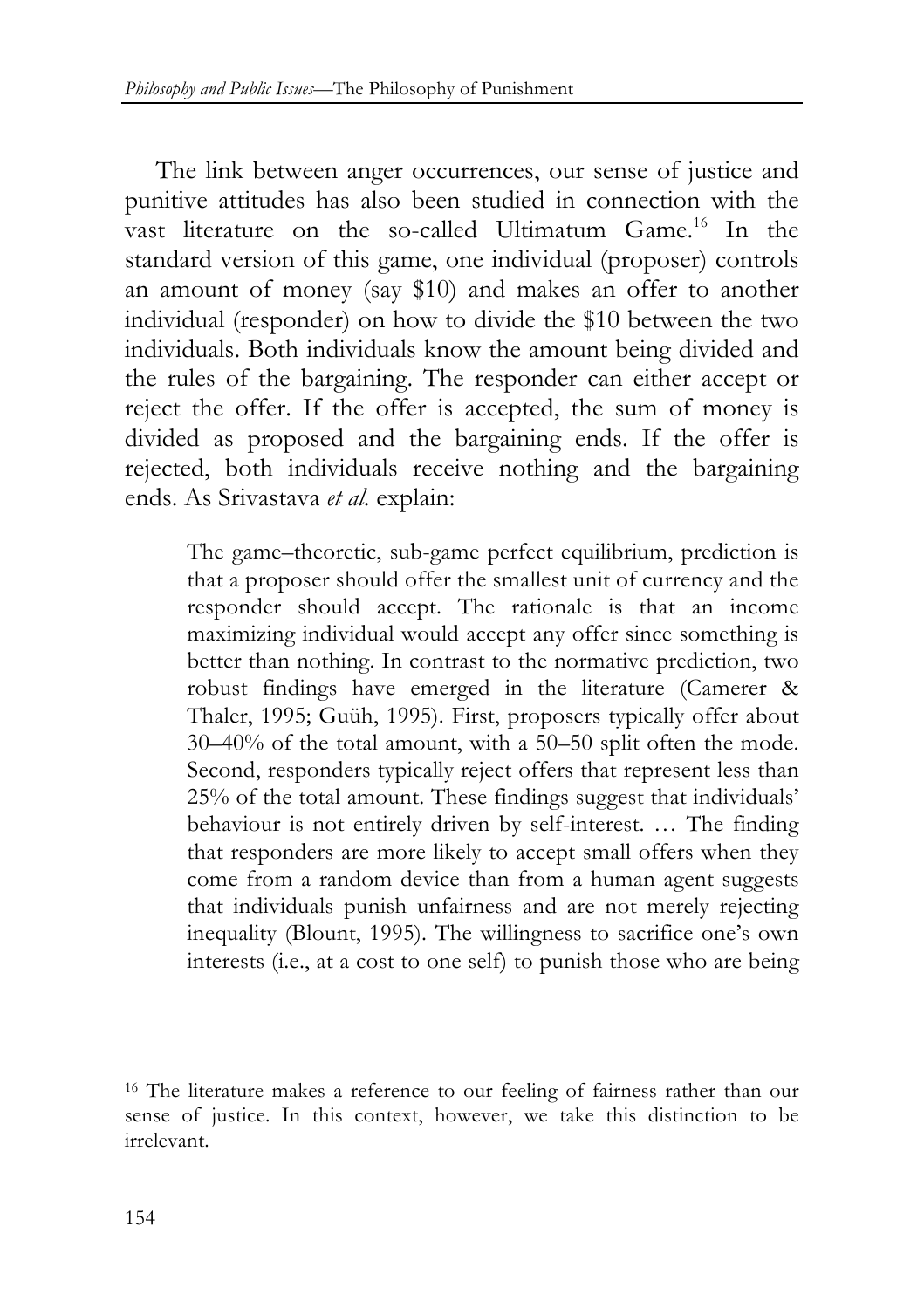The link between anger occurrences, our sense of justice and punitive attitudes has also been studied in connection with the vast literature on the so-called Ultimatum Game.[16] In the standard version of this game, one individual (proposer) controls an amount of money (say $10) and makes an offer to another individual (responder) on how to divide the $10 between the two individuals. Both individuals know the amount being divided and the rules of the bargaining. The responder can either accept or reject the offer. If the offer is accepted, the sum of money is divided as proposed and the bargaining ends. If the offer is rejected, both individuals receive nothing and the bargaining ends. As Srivastava *et al.* explain:

> The game–theoretic, sub-game perfect equilibrium, prediction is that a proposer should offer the smallest unit of currency and the responder should accept. The rationale is that an income maximizing individual would accept any offer since something is better than nothing. In contrast to the normative prediction, two robust findings have emerged in the literature (Camerer & Thaler, 1995; Guüh, 1995). First, proposers typically offer about 30–40% of the total amount, with a 50–50 split often the mode. Second, responders typically reject offers that represent less than 25% of the total amount. These findings suggest that individuals' behaviour is not entirely driven by self-interest. … The finding that responders are more likely to accept small offers when they come from a random device than from a human agent suggests that individuals punish unfairness and are not merely rejecting inequality (Blount, 1995). The willingness to sacrifice one's own interests (i.e., at a cost to one self) to punish those who are being

[16] The literature makes a reference to our feeling of fairness rather than our sense of justice. In this context, however, we take this distinction to be irrelevant.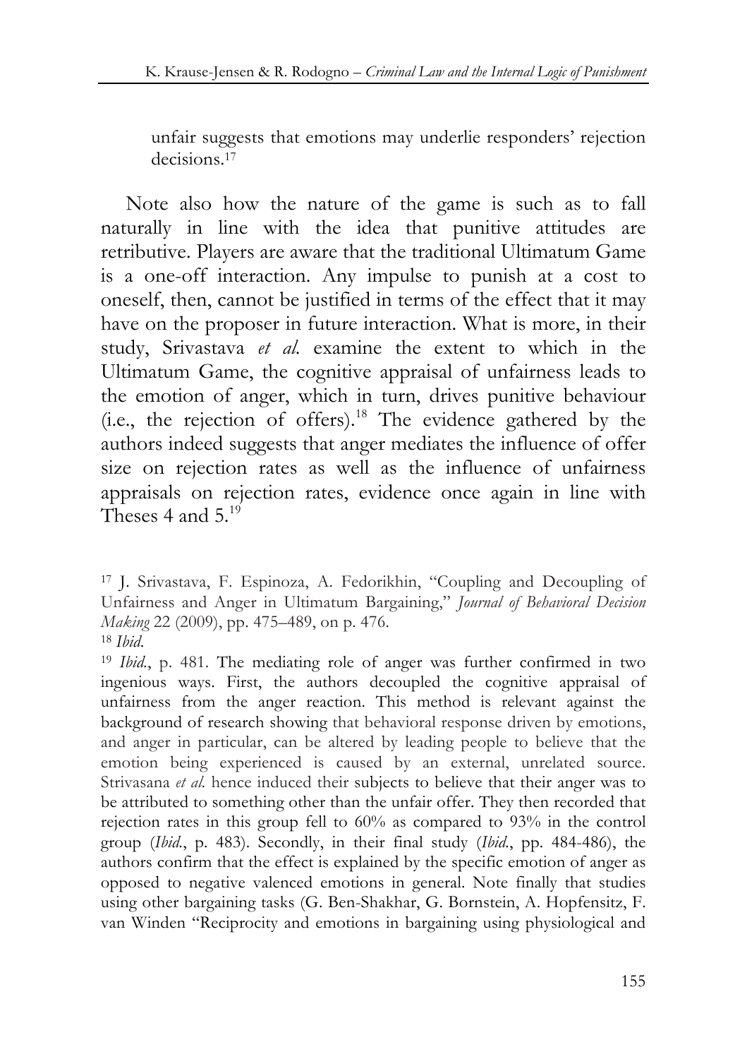> unfair suggests that emotions may underlie responders' rejection decisions.[17]

Note also how the nature of the game is such as to fall naturally in line with the idea that punitive attitudes are retributive. Players are aware that the traditional Ultimatum Game is a one-off interaction. Any impulse to punish at a cost to oneself, then, cannot be justified in terms of the effect that it may have on the proposer in future interaction. What is more, in their study, Srivastava *et al.* examine the extent to which in the Ultimatum Game, the cognitive appraisal of unfairness leads to the emotion of anger, which in turn, drives punitive behaviour (i.e., the rejection of offers).[18] The evidence gathered by the authors indeed suggests that anger mediates the influence of offer size on rejection rates as well as the influence of unfairness appraisals on rejection rates, evidence once again in line with Theses 4 and 5.[19]

---

[17] J. Srivastava, F. Espinoza, A. Fedorikhin, "Coupling and Decoupling of Unfairness and Anger in Ultimatum Bargaining," *Journal of Behavioral Decision Making* 22 (2009), pp. 475–489, on p. 476.

[18] *Ibid.*

[19] *Ibid.*, p. 481. The mediating role of anger was further confirmed in two ingenious ways. First, the authors decoupled the cognitive appraisal of unfairness from the anger reaction. This method is relevant against the background of research showing that behavioral response driven by emotions, and anger in particular, can be altered by leading people to believe that the emotion being experienced is caused by an external, unrelated source. Strivasana *et al.* hence induced their subjects to believe that their anger was to be attributed to something other than the unfair offer. They then recorded that rejection rates in this group fell to 60% as compared to 93% in the control group (*Ibid.*, p. 483). Secondly, in their final study (*Ibid.*, pp. 484-486), the authors confirm that the effect is explained by the specific emotion of anger as opposed to negative valenced emotions in general. Note finally that studies using other bargaining tasks (G. Ben-Shakhar, G. Bornstein, A. Hopfensitz, F. van Winden "Reciprocity and emotions in bargaining using physiological and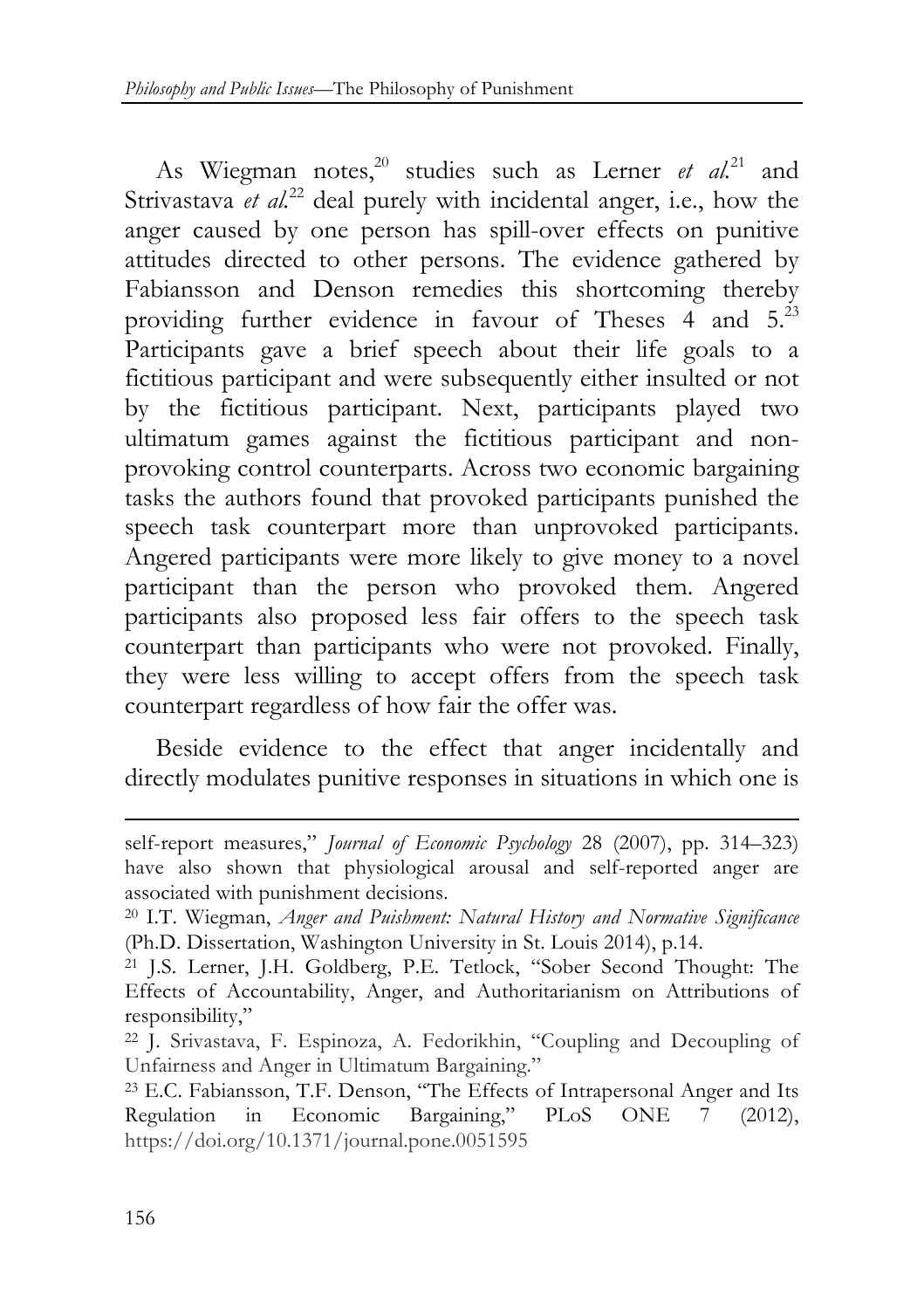As Wiegman notes,[20] studies such as Lerner *et al.*[21] and Strivastava *et al.*[22] deal purely with incidental anger, i.e., how the anger caused by one person has spill-over effects on punitive attitudes directed to other persons. The evidence gathered by Fabiansson and Denson remedies this shortcoming thereby providing further evidence in favour of Theses 4 and 5.[23] Participants gave a brief speech about their life goals to a fictitious participant and were subsequently either insulted or not by the fictitious participant. Next, participants played two ultimatum games against the fictitious participant and non-provoking control counterparts. Across two economic bargaining tasks the authors found that provoked participants punished the speech task counterpart more than unprovoked participants. Angered participants were more likely to give money to a novel participant than the person who provoked them. Angered participants also proposed less fair offers to the speech task counterpart than participants who were not provoked. Finally, they were less willing to accept offers from the speech task counterpart regardless of how fair the offer was.

Beside evidence to the effect that anger incidentally and directly modulates punitive responses in situations in which one is

---

self-report measures," *Journal of Economic Psychology* 28 (2007), pp. 314–323) have also shown that physiological arousal and self-reported anger are associated with punishment decisions.

[20] I.T. Wiegman, *Anger and Puishment: Natural History and Normative Significance* (Ph.D. Dissertation, Washington University in St. Louis 2014), p.14.

[21] J.S. Lerner, J.H. Goldberg, P.E. Tetlock, "Sober Second Thought: The Effects of Accountability, Anger, and Authoritarianism on Attributions of responsibility,"

[22] J. Srivastava, F. Espinoza, A. Fedorikhin, "Coupling and Decoupling of Unfairness and Anger in Ultimatum Bargaining."

[23] E.C. Fabiansson, T.F. Denson, "The Effects of Intrapersonal Anger and Its Regulation in Economic Bargaining," PLoS ONE 7 (2012), https://doi.org/10.1371/journal.pone.0051595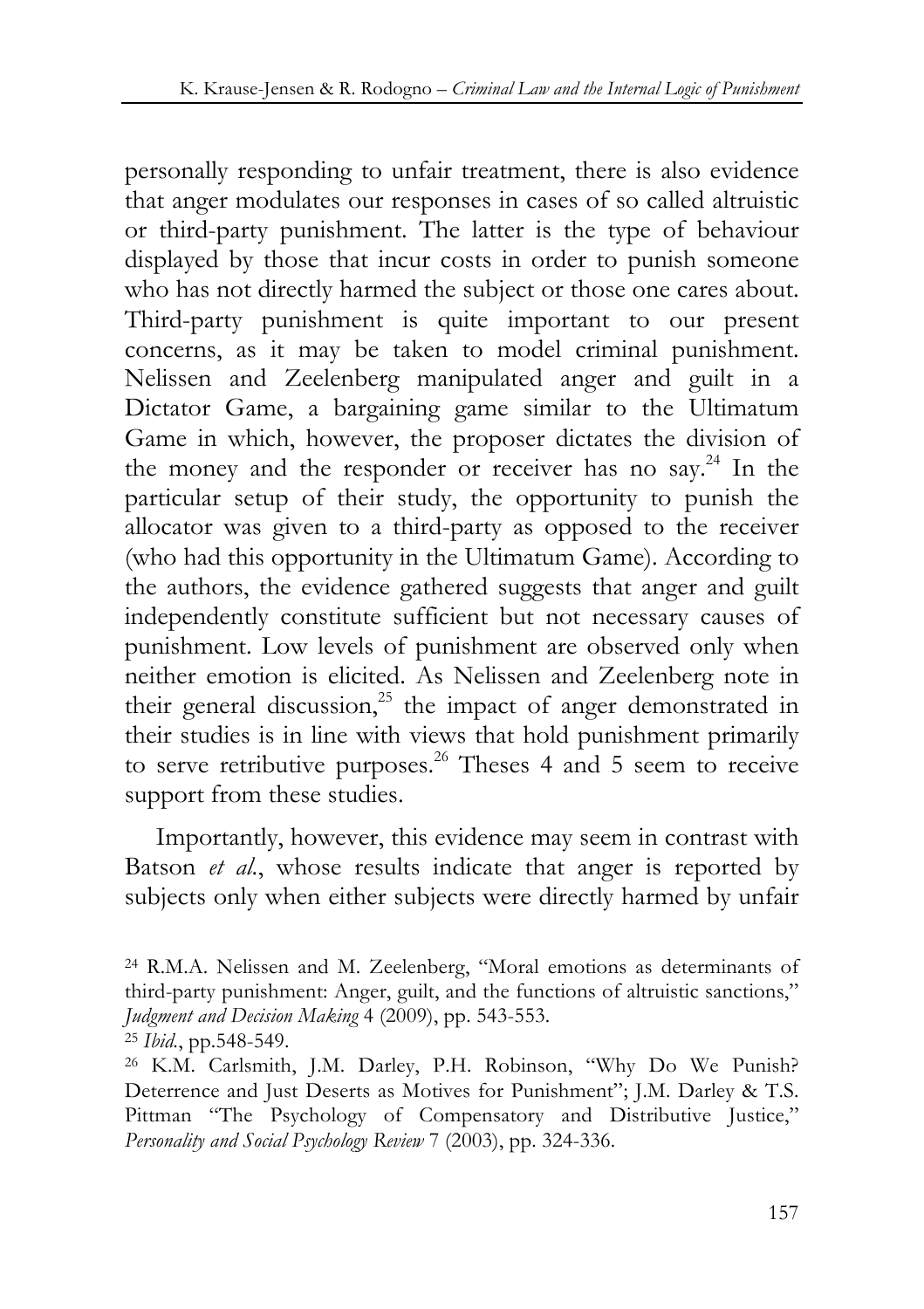personally responding to unfair treatment, there is also evidence that anger modulates our responses in cases of so called altruistic or third-party punishment. The latter is the type of behaviour displayed by those that incur costs in order to punish someone who has not directly harmed the subject or those one cares about. Third-party punishment is quite important to our present concerns, as it may be taken to model criminal punishment. Nelissen and Zeelenberg manipulated anger and guilt in a Dictator Game, a bargaining game similar to the Ultimatum Game in which, however, the proposer dictates the division of the money and the responder or receiver has no say.[24] In the particular setup of their study, the opportunity to punish the allocator was given to a third-party as opposed to the receiver (who had this opportunity in the Ultimatum Game). According to the authors, the evidence gathered suggests that anger and guilt independently constitute sufficient but not necessary causes of punishment. Low levels of punishment are observed only when neither emotion is elicited. As Nelissen and Zeelenberg note in their general discussion,[25] the impact of anger demonstrated in their studies is in line with views that hold punishment primarily to serve retributive purposes.[26] Theses 4 and 5 seem to receive support from these studies.

Importantly, however, this evidence may seem in contrast with Batson *et al.*, whose results indicate that anger is reported by subjects only when either subjects were directly harmed by unfair

[24] R.M.A. Nelissen and M. Zeelenberg, "Moral emotions as determinants of third-party punishment: Anger, guilt, and the functions of altruistic sanctions," *Judgment and Decision Making* 4 (2009), pp. 543-553.

[25] *Ibid.*, pp.548-549.

[26] K.M. Carlsmith, J.M. Darley, P.H. Robinson, "Why Do We Punish? Deterrence and Just Deserts as Motives for Punishment"; J.M. Darley & T.S. Pittman "The Psychology of Compensatory and Distributive Justice," *Personality and Social Psychology Review* 7 (2003), pp. 324-336.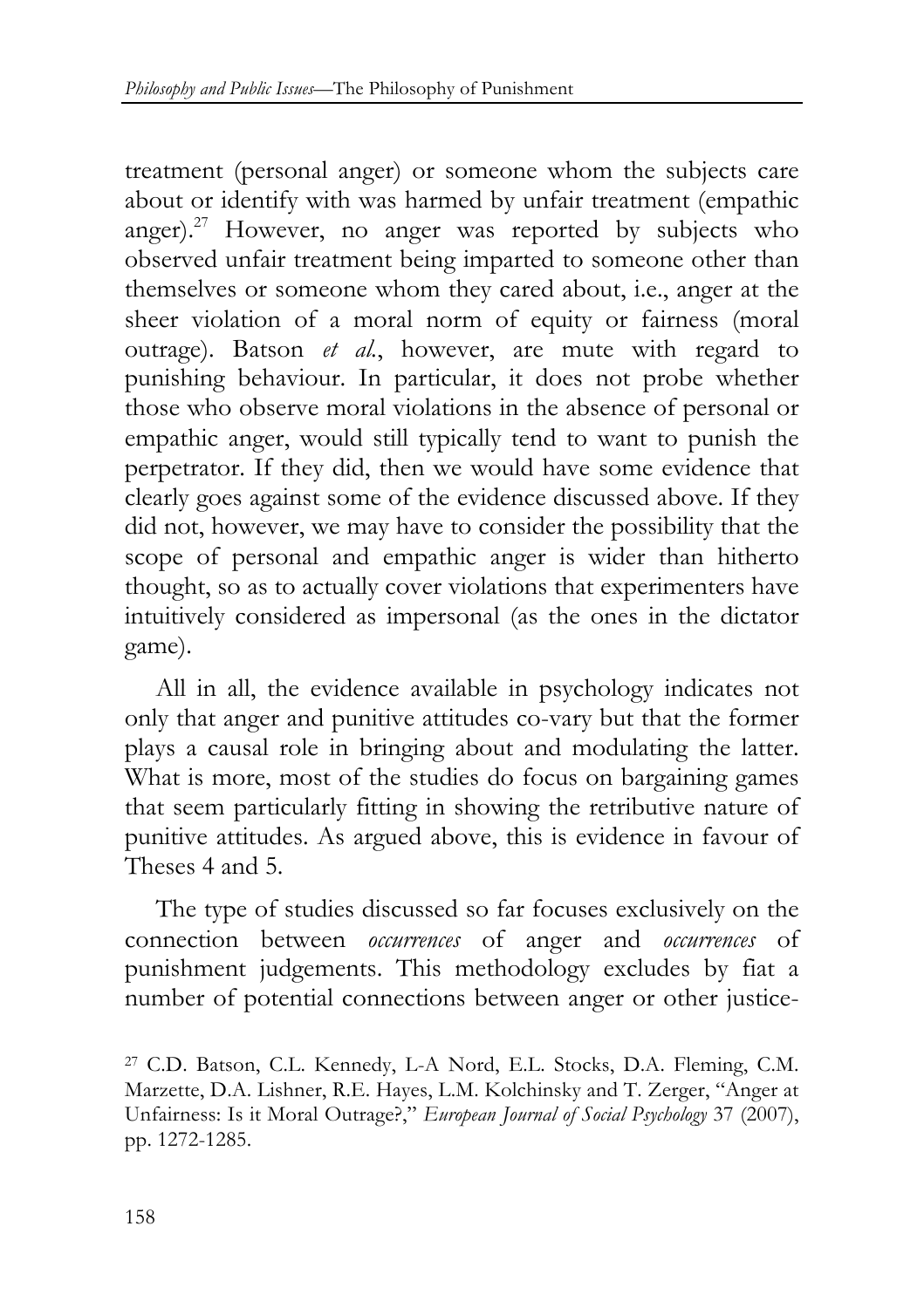treatment (personal anger) or someone whom the subjects care about or identify with was harmed by unfair treatment (empathic anger).[27] However, no anger was reported by subjects who observed unfair treatment being imparted to someone other than themselves or someone whom they cared about, i.e., anger at the sheer violation of a moral norm of equity or fairness (moral outrage). Batson *et al.*, however, are mute with regard to punishing behaviour. In particular, it does not probe whether those who observe moral violations in the absence of personal or empathic anger, would still typically tend to want to punish the perpetrator. If they did, then we would have some evidence that clearly goes against some of the evidence discussed above. If they did not, however, we may have to consider the possibility that the scope of personal and empathic anger is wider than hitherto thought, so as to actually cover violations that experimenters have intuitively considered as impersonal (as the ones in the dictator game).

All in all, the evidence available in psychology indicates not only that anger and punitive attitudes co-vary but that the former plays a causal role in bringing about and modulating the latter. What is more, most of the studies do focus on bargaining games that seem particularly fitting in showing the retributive nature of punitive attitudes. As argued above, this is evidence in favour of Theses 4 and 5.

The type of studies discussed so far focuses exclusively on the connection between *occurrences* of anger and *occurrences* of punishment judgements. This methodology excludes by fiat a number of potential connections between anger or other justice-

[27] C.D. Batson, C.L. Kennedy, L-A Nord, E.L. Stocks, D.A. Fleming, C.M. Marzette, D.A. Lishner, R.E. Hayes, L.M. Kolchinsky and T. Zerger, "Anger at Unfairness: Is it Moral Outrage?," *European Journal of Social Psychology* 37 (2007), pp. 1272-1285.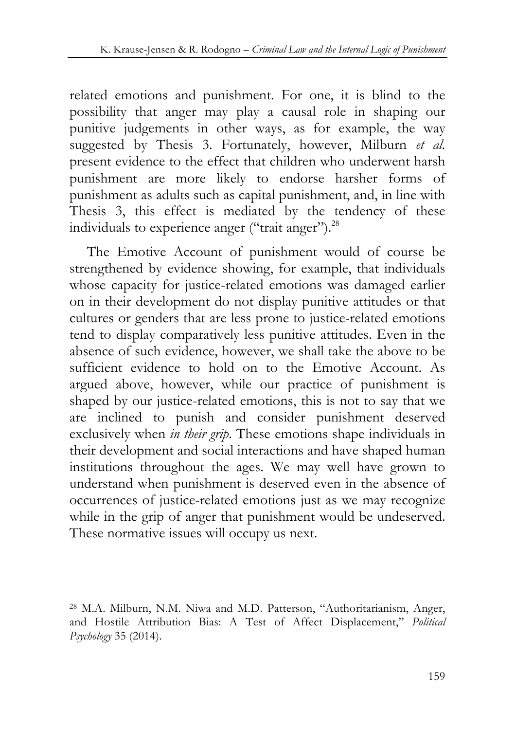related emotions and punishment. For one, it is blind to the possibility that anger may play a causal role in shaping our punitive judgements in other ways, as for example, the way suggested by Thesis 3. Fortunately, however, Milburn *et al.* present evidence to the effect that children who underwent harsh punishment are more likely to endorse harsher forms of punishment as adults such as capital punishment, and, in line with Thesis 3, this effect is mediated by the tendency of these individuals to experience anger ("trait anger").[28]

The Emotive Account of punishment would of course be strengthened by evidence showing, for example, that individuals whose capacity for justice-related emotions was damaged earlier on in their development do not display punitive attitudes or that cultures or genders that are less prone to justice-related emotions tend to display comparatively less punitive attitudes. Even in the absence of such evidence, however, we shall take the above to be sufficient evidence to hold on to the Emotive Account. As argued above, however, while our practice of punishment is shaped by our justice-related emotions, this is not to say that we are inclined to punish and consider punishment deserved exclusively when *in their grip*. These emotions shape individuals in their development and social interactions and have shaped human institutions throughout the ages. We may well have grown to understand when punishment is deserved even in the absence of occurrences of justice-related emotions just as we may recognize while in the grip of anger that punishment would be undeserved. These normative issues will occupy us next.

[28] M.A. Milburn, N.M. Niwa and M.D. Patterson, "Authoritarianism, Anger, and Hostile Attribution Bias: A Test of Affect Displacement," *Political Psychology* 35 (2014).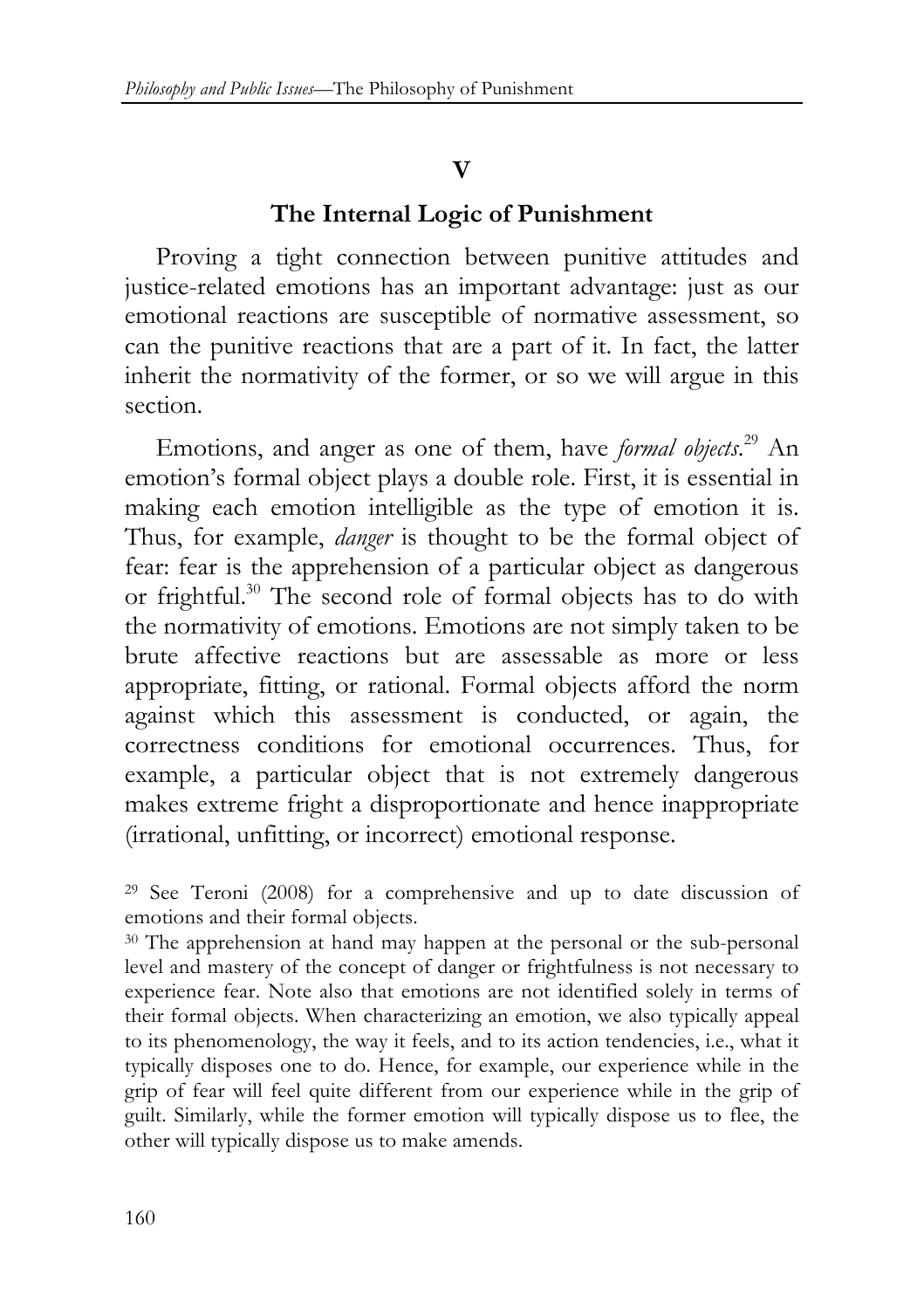## V

## The Internal Logic of Punishment

Proving a tight connection between punitive attitudes and justice-related emotions has an important advantage: just as our emotional reactions are susceptible of normative assessment, so can the punitive reactions that are a part of it. In fact, the latter inherit the normativity of the former, or so we will argue in this section.

Emotions, and anger as one of them, have *formal objects*.[29] An emotion's formal object plays a double role. First, it is essential in making each emotion intelligible as the type of emotion it is. Thus, for example, *danger* is thought to be the formal object of fear: fear is the apprehension of a particular object as dangerous or frightful.[30] The second role of formal objects has to do with the normativity of emotions. Emotions are not simply taken to be brute affective reactions but are assessable as more or less appropriate, fitting, or rational. Formal objects afford the norm against which this assessment is conducted, or again, the correctness conditions for emotional occurrences. Thus, for example, a particular object that is not extremely dangerous makes extreme fright a disproportionate and hence inappropriate (irrational, unfitting, or incorrect) emotional response.

[29] See Teroni (2008) for a comprehensive and up to date discussion of emotions and their formal objects.

[30] The apprehension at hand may happen at the personal or the sub-personal level and mastery of the concept of danger or frightfulness is not necessary to experience fear. Note also that emotions are not identified solely in terms of their formal objects. When characterizing an emotion, we also typically appeal to its phenomenology, the way it feels, and to its action tendencies, i.e., what it typically disposes one to do. Hence, for example, our experience while in the grip of fear will feel quite different from our experience while in the grip of guilt. Similarly, while the former emotion will typically dispose us to flee, the other will typically dispose us to make amends.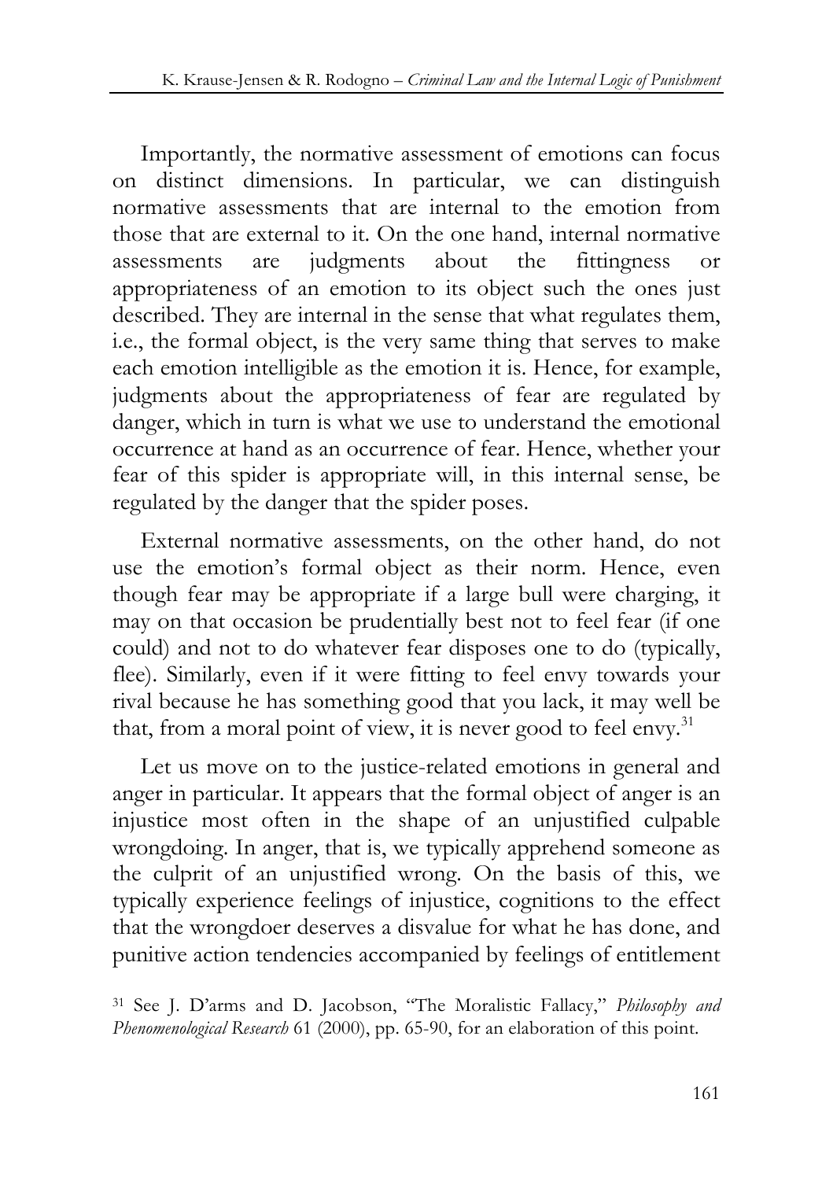Importantly, the normative assessment of emotions can focus on distinct dimensions. In particular, we can distinguish normative assessments that are internal to the emotion from those that are external to it. On the one hand, internal normative assessments are judgments about the fittingness or appropriateness of an emotion to its object such the ones just described. They are internal in the sense that what regulates them, i.e., the formal object, is the very same thing that serves to make each emotion intelligible as the emotion it is. Hence, for example, judgments about the appropriateness of fear are regulated by danger, which in turn is what we use to understand the emotional occurrence at hand as an occurrence of fear. Hence, whether your fear of this spider is appropriate will, in this internal sense, be regulated by the danger that the spider poses.

External normative assessments, on the other hand, do not use the emotion's formal object as their norm. Hence, even though fear may be appropriate if a large bull were charging, it may on that occasion be prudentially best not to feel fear (if one could) and not to do whatever fear disposes one to do (typically, flee). Similarly, even if it were fitting to feel envy towards your rival because he has something good that you lack, it may well be that, from a moral point of view, it is never good to feel envy.[31]

Let us move on to the justice-related emotions in general and anger in particular. It appears that the formal object of anger is an injustice most often in the shape of an unjustified culpable wrongdoing. In anger, that is, we typically apprehend someone as the culprit of an unjustified wrong. On the basis of this, we typically experience feelings of injustice, cognitions to the effect that the wrongdoer deserves a disvalue for what he has done, and punitive action tendencies accompanied by feelings of entitlement

[31] See J. D'arms and D. Jacobson, "The Moralistic Fallacy," *Philosophy and Phenomenological Research* 61 (2000), pp. 65-90, for an elaboration of this point.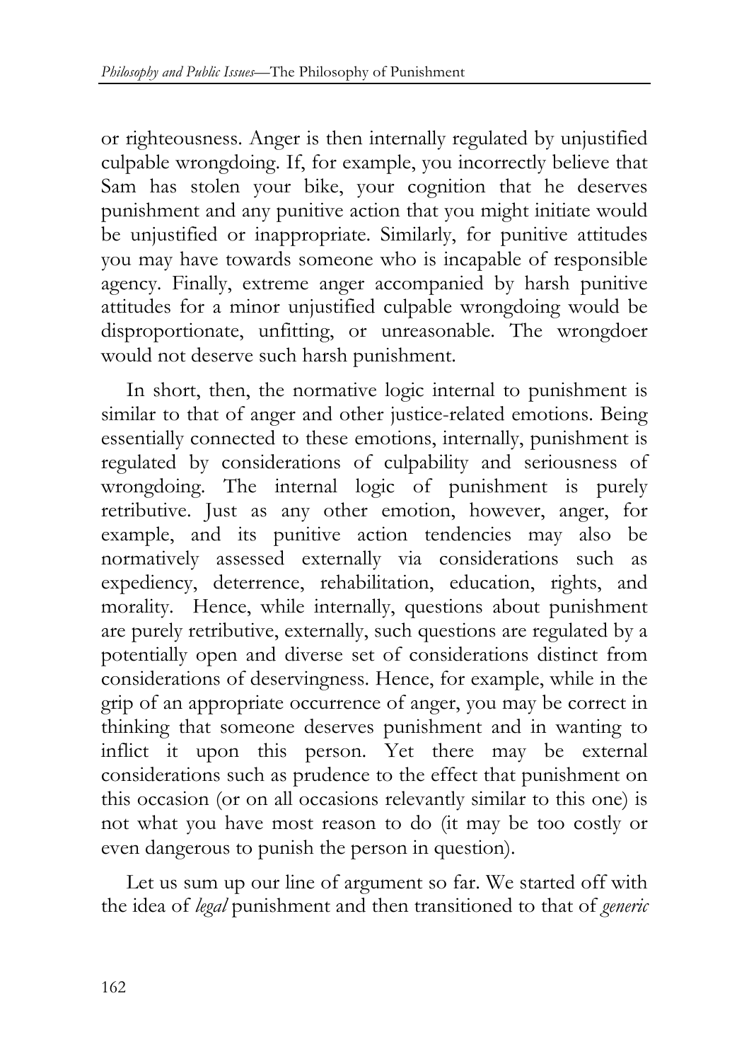or righteousness. Anger is then internally regulated by unjustified culpable wrongdoing. If, for example, you incorrectly believe that Sam has stolen your bike, your cognition that he deserves punishment and any punitive action that you might initiate would be unjustified or inappropriate. Similarly, for punitive attitudes you may have towards someone who is incapable of responsible agency. Finally, extreme anger accompanied by harsh punitive attitudes for a minor unjustified culpable wrongdoing would be disproportionate, unfitting, or unreasonable. The wrongdoer would not deserve such harsh punishment.

In short, then, the normative logic internal to punishment is similar to that of anger and other justice-related emotions. Being essentially connected to these emotions, internally, punishment is regulated by considerations of culpability and seriousness of wrongdoing. The internal logic of punishment is purely retributive. Just as any other emotion, however, anger, for example, and its punitive action tendencies may also be normatively assessed externally via considerations such as expediency, deterrence, rehabilitation, education, rights, and morality. Hence, while internally, questions about punishment are purely retributive, externally, such questions are regulated by a potentially open and diverse set of considerations distinct from considerations of deservingness. Hence, for example, while in the grip of an appropriate occurrence of anger, you may be correct in thinking that someone deserves punishment and in wanting to inflict it upon this person. Yet there may be external considerations such as prudence to the effect that punishment on this occasion (or on all occasions relevantly similar to this one) is not what you have most reason to do (it may be too costly or even dangerous to punish the person in question).

Let us sum up our line of argument so far. We started off with the idea of *legal* punishment and then transitioned to that of *generic*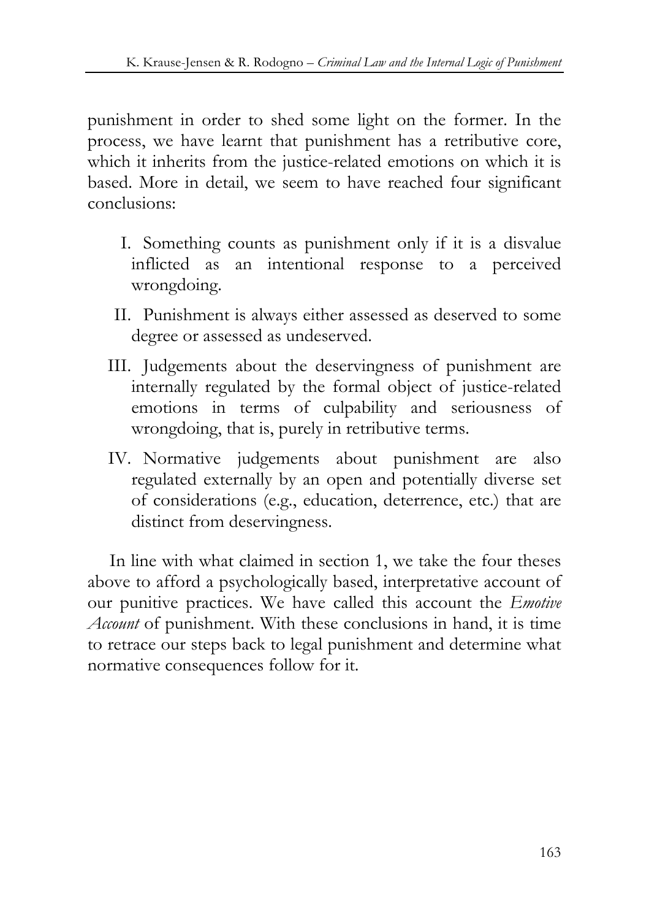punishment in order to shed some light on the former. In the process, we have learnt that punishment has a retributive core, which it inherits from the justice-related emotions on which it is based. More in detail, we seem to have reached four significant conclusions:

I. Something counts as punishment only if it is a disvalue inflicted as an intentional response to a perceived wrongdoing.

II. Punishment is always either assessed as deserved to some degree or assessed as undeserved.

III. Judgements about the deservingness of punishment are internally regulated by the formal object of justice-related emotions in terms of culpability and seriousness of wrongdoing, that is, purely in retributive terms.

IV. Normative judgements about punishment are also regulated externally by an open and potentially diverse set of considerations (e.g., education, deterrence, etc.) that are distinct from deservingness.

In line with what claimed in section 1, we take the four theses above to afford a psychologically based, interpretative account of our punitive practices. We have called this account the *Emotive Account* of punishment. With these conclusions in hand, it is time to retrace our steps back to legal punishment and determine what normative consequences follow for it.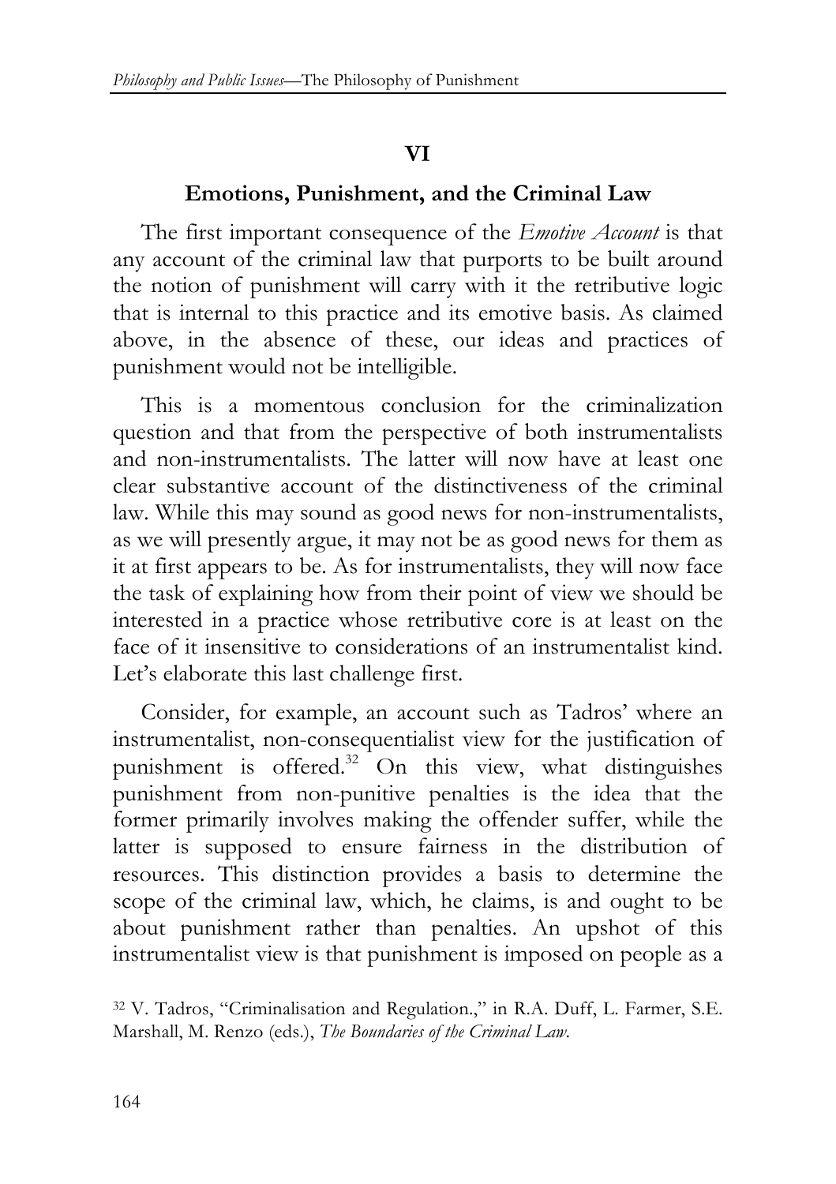## VI

## Emotions, Punishment, and the Criminal Law

The first important consequence of the *Emotive Account* is that any account of the criminal law that purports to be built around the notion of punishment will carry with it the retributive logic that is internal to this practice and its emotive basis. As claimed above, in the absence of these, our ideas and practices of punishment would not be intelligible.

This is a momentous conclusion for the criminalization question and that from the perspective of both instrumentalists and non-instrumentalists. The latter will now have at least one clear substantive account of the distinctiveness of the criminal law. While this may sound as good news for non-instrumentalists, as we will presently argue, it may not be as good news for them as it at first appears to be. As for instrumentalists, they will now face the task of explaining how from their point of view we should be interested in a practice whose retributive core is at least on the face of it insensitive to considerations of an instrumentalist kind. Let's elaborate this last challenge first.

Consider, for example, an account such as Tadros' where an instrumentalist, non-consequentialist view for the justification of punishment is offered.[32] On this view, what distinguishes punishment from non-punitive penalties is the idea that the former primarily involves making the offender suffer, while the latter is supposed to ensure fairness in the distribution of resources. This distinction provides a basis to determine the scope of the criminal law, which, he claims, is and ought to be about punishment rather than penalties. An upshot of this instrumentalist view is that punishment is imposed on people as a

[32] V. Tadros, "Criminalisation and Regulation.," in R.A. Duff, L. Farmer, S.E. Marshall, M. Renzo (eds.), *The Boundaries of the Criminal Law*.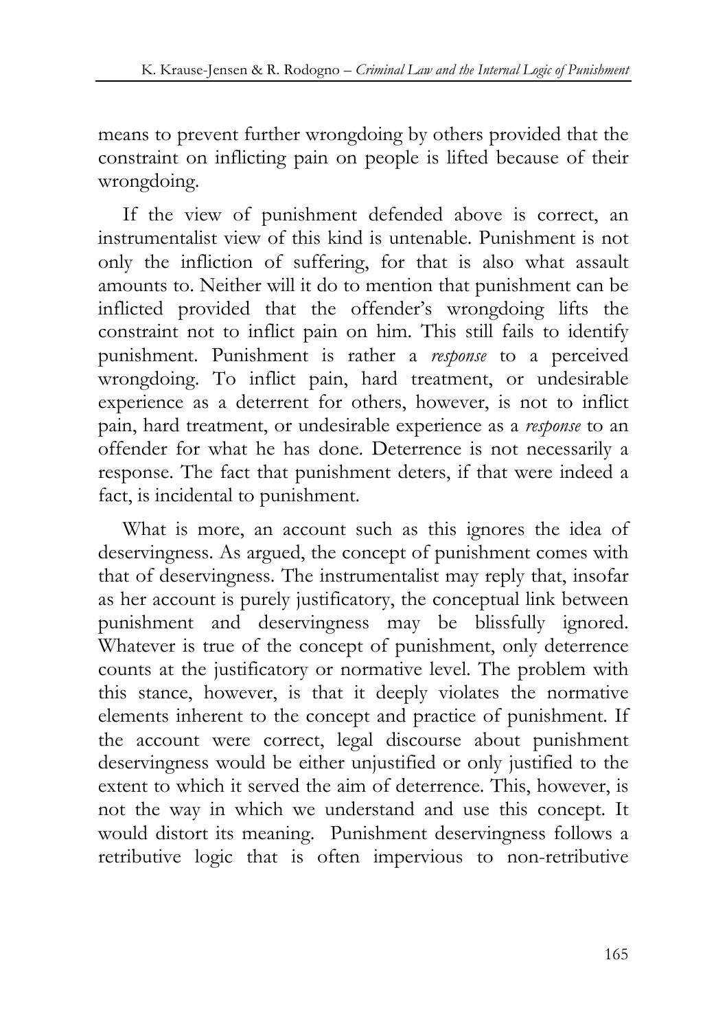means to prevent further wrongdoing by others provided that the constraint on inflicting pain on people is lifted because of their wrongdoing.

If the view of punishment defended above is correct, an instrumentalist view of this kind is untenable. Punishment is not only the infliction of suffering, for that is also what assault amounts to. Neither will it do to mention that punishment can be inflicted provided that the offender's wrongdoing lifts the constraint not to inflict pain on him. This still fails to identify punishment. Punishment is rather a *response* to a perceived wrongdoing. To inflict pain, hard treatment, or undesirable experience as a deterrent for others, however, is not to inflict pain, hard treatment, or undesirable experience as a *response* to an offender for what he has done. Deterrence is not necessarily a response. The fact that punishment deters, if that were indeed a fact, is incidental to punishment.

What is more, an account such as this ignores the idea of deservingness. As argued, the concept of punishment comes with that of deservingness. The instrumentalist may reply that, insofar as her account is purely justificatory, the conceptual link between punishment and deservingness may be blissfully ignored. Whatever is true of the concept of punishment, only deterrence counts at the justificatory or normative level. The problem with this stance, however, is that it deeply violates the normative elements inherent to the concept and practice of punishment. If the account were correct, legal discourse about punishment deservingness would be either unjustified or only justified to the extent to which it served the aim of deterrence. This, however, is not the way in which we understand and use this concept. It would distort its meaning. Punishment deservingness follows a retributive logic that is often impervious to non-retributive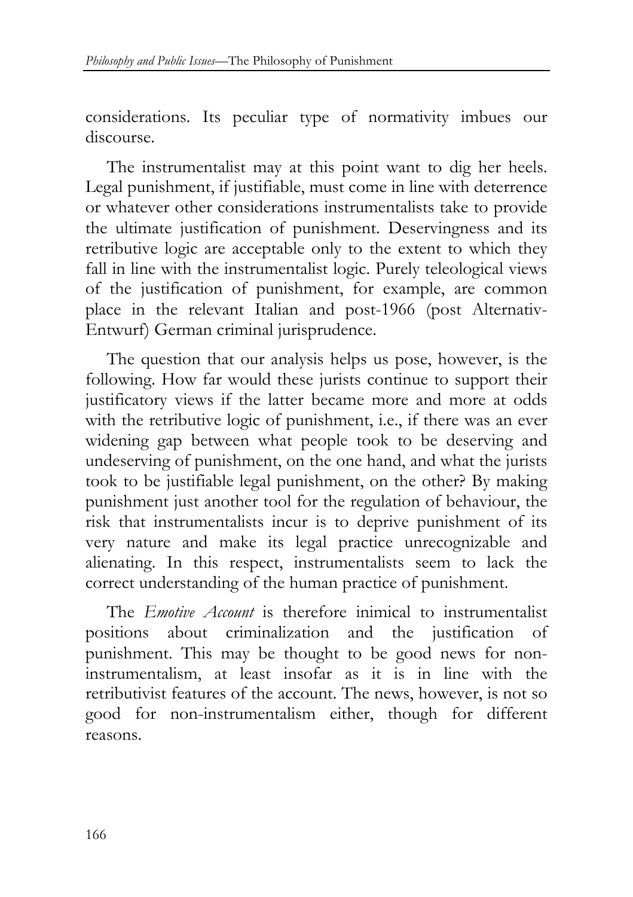considerations. Its peculiar type of normativity imbues our discourse.

The instrumentalist may at this point want to dig her heels. Legal punishment, if justifiable, must come in line with deterrence or whatever other considerations instrumentalists take to provide the ultimate justification of punishment. Deservingness and its retributive logic are acceptable only to the extent to which they fall in line with the instrumentalist logic. Purely teleological views of the justification of punishment, for example, are common place in the relevant Italian and post-1966 (post Alternativ-Entwurf) German criminal jurisprudence.

The question that our analysis helps us pose, however, is the following. How far would these jurists continue to support their justificatory views if the latter became more and more at odds with the retributive logic of punishment, i.e., if there was an ever widening gap between what people took to be deserving and undeserving of punishment, on the one hand, and what the jurists took to be justifiable legal punishment, on the other? By making punishment just another tool for the regulation of behaviour, the risk that instrumentalists incur is to deprive punishment of its very nature and make its legal practice unrecognizable and alienating. In this respect, instrumentalists seem to lack the correct understanding of the human practice of punishment.

The *Emotive Account* is therefore inimical to instrumentalist positions about criminalization and the justification of punishment. This may be thought to be good news for non-instrumentalism, at least insofar as it is in line with the retributivist features of the account. The news, however, is not so good for non-instrumentalism either, though for different reasons.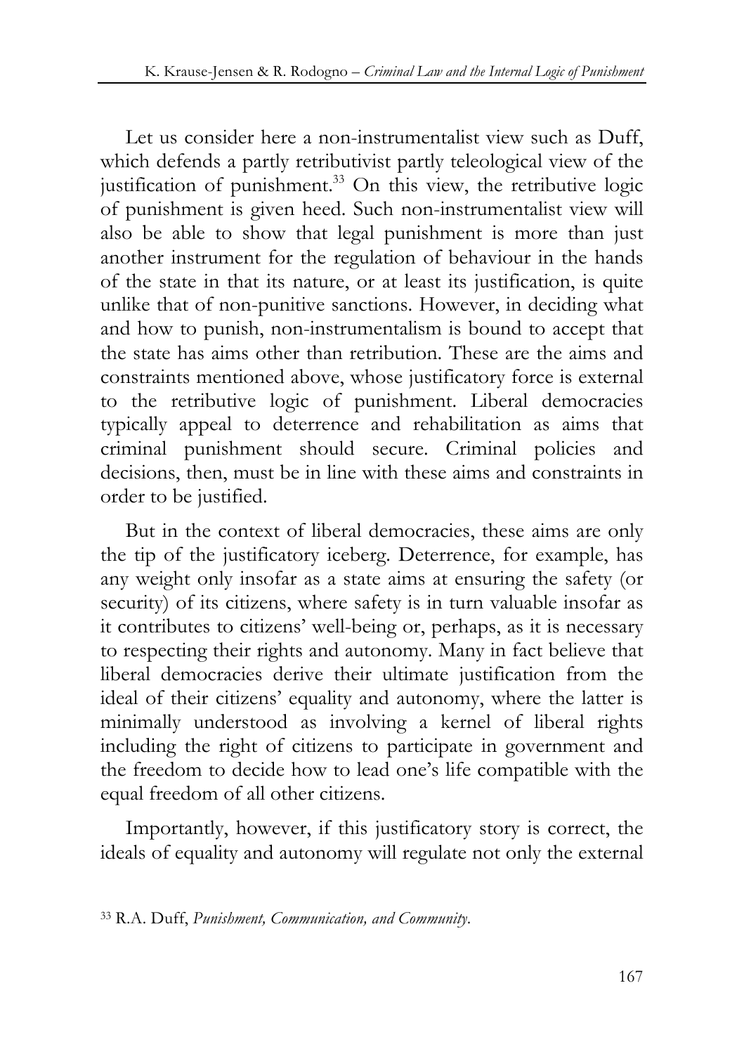Let us consider here a non-instrumentalist view such as Duff, which defends a partly retributivist partly teleological view of the justification of punishment.[33] On this view, the retributive logic of punishment is given heed. Such non-instrumentalist view will also be able to show that legal punishment is more than just another instrument for the regulation of behaviour in the hands of the state in that its nature, or at least its justification, is quite unlike that of non-punitive sanctions. However, in deciding what and how to punish, non-instrumentalism is bound to accept that the state has aims other than retribution. These are the aims and constraints mentioned above, whose justificatory force is external to the retributive logic of punishment. Liberal democracies typically appeal to deterrence and rehabilitation as aims that criminal punishment should secure. Criminal policies and decisions, then, must be in line with these aims and constraints in order to be justified.

But in the context of liberal democracies, these aims are only the tip of the justificatory iceberg. Deterrence, for example, has any weight only insofar as a state aims at ensuring the safety (or security) of its citizens, where safety is in turn valuable insofar as it contributes to citizens' well-being or, perhaps, as it is necessary to respecting their rights and autonomy. Many in fact believe that liberal democracies derive their ultimate justification from the ideal of their citizens' equality and autonomy, where the latter is minimally understood as involving a kernel of liberal rights including the right of citizens to participate in government and the freedom to decide how to lead one's life compatible with the equal freedom of all other citizens.

Importantly, however, if this justificatory story is correct, the ideals of equality and autonomy will regulate not only the external

[33] R.A. Duff, *Punishment, Communication, and Community*.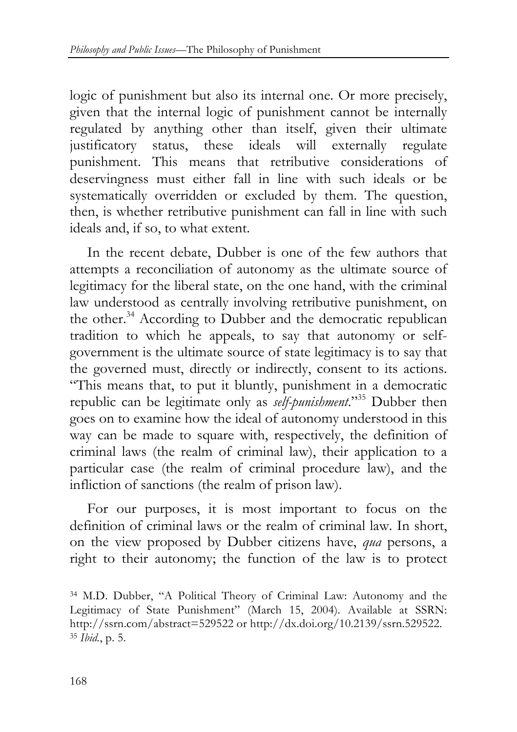logic of punishment but also its internal one. Or more precisely, given that the internal logic of punishment cannot be internally regulated by anything other than itself, given their ultimate justificatory status, these ideals will externally regulate punishment. This means that retributive considerations of deservingness must either fall in line with such ideals or be systematically overridden or excluded by them. The question, then, is whether retributive punishment can fall in line with such ideals and, if so, to what extent.

In the recent debate, Dubber is one of the few authors that attempts a reconciliation of autonomy as the ultimate source of legitimacy for the liberal state, on the one hand, with the criminal law understood as centrally involving retributive punishment, on the other.[34] According to Dubber and the democratic republican tradition to which he appeals, to say that autonomy or self-government is the ultimate source of state legitimacy is to say that the governed must, directly or indirectly, consent to its actions. "This means that, to put it bluntly, punishment in a democratic republic can be legitimate only as *self-punishment*."[35] Dubber then goes on to examine how the ideal of autonomy understood in this way can be made to square with, respectively, the definition of criminal laws (the realm of criminal law), their application to a particular case (the realm of criminal procedure law), and the infliction of sanctions (the realm of prison law).

For our purposes, it is most important to focus on the definition of criminal laws or the realm of criminal law. In short, on the view proposed by Dubber citizens have, *qua* persons, a right to their autonomy; the function of the law is to protect

[34] M.D. Dubber, "A Political Theory of Criminal Law: Autonomy and the Legitimacy of State Punishment" (March 15, 2004). Available at SSRN: http://ssrn.com/abstract=529522 or http://dx.doi.org/10.2139/ssrn.529522.

[35] *Ibid.*, p. 5.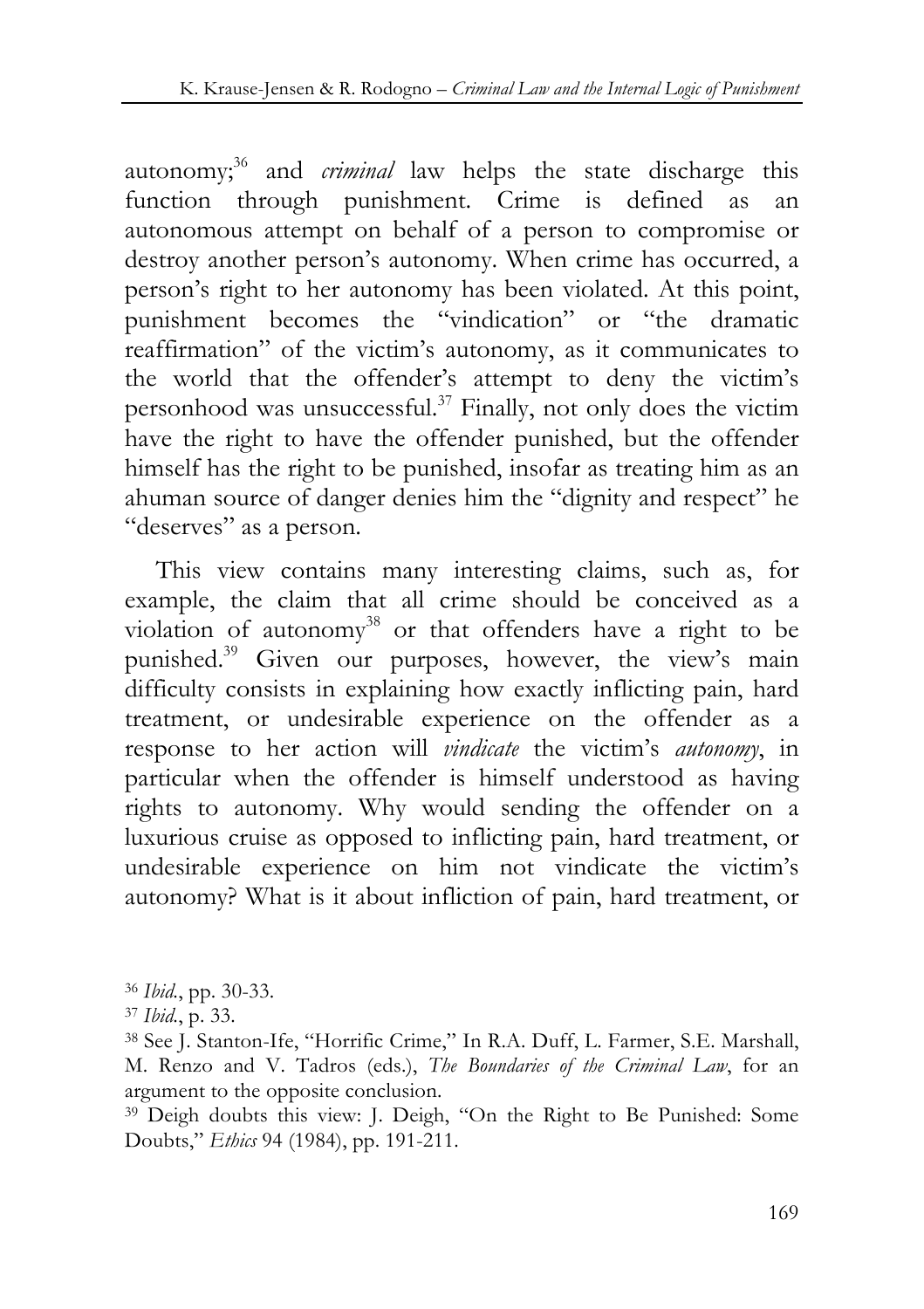autonomy;[36] and *criminal* law helps the state discharge this function through punishment. Crime is defined as an autonomous attempt on behalf of a person to compromise or destroy another person's autonomy. When crime has occurred, a person's right to her autonomy has been violated. At this point, punishment becomes the "vindication" or "the dramatic reaffirmation" of the victim's autonomy, as it communicates to the world that the offender's attempt to deny the victim's personhood was unsuccessful.[37] Finally, not only does the victim have the right to have the offender punished, but the offender himself has the right to be punished, insofar as treating him as an ahuman source of danger denies him the "dignity and respect" he "deserves" as a person.

This view contains many interesting claims, such as, for example, the claim that all crime should be conceived as a violation of autonomy[38] or that offenders have a right to be punished.[39] Given our purposes, however, the view's main difficulty consists in explaining how exactly inflicting pain, hard treatment, or undesirable experience on the offender as a response to her action will *vindicate* the victim's *autonomy*, in particular when the offender is himself understood as having rights to autonomy. Why would sending the offender on a luxurious cruise as opposed to inflicting pain, hard treatment, or undesirable experience on him not vindicate the victim's autonomy? What is it about infliction of pain, hard treatment, or

---

[36] *Ibid.*, pp. 30-33.

[37] *Ibid.*, p. 33.

[38] See J. Stanton-Ife, "Horrific Crime," In R.A. Duff, L. Farmer, S.E. Marshall, M. Renzo and V. Tadros (eds.), *The Boundaries of the Criminal Law*, for an argument to the opposite conclusion.

[39] Deigh doubts this view: J. Deigh, "On the Right to Be Punished: Some Doubts," *Ethics* 94 (1984), pp. 191-211.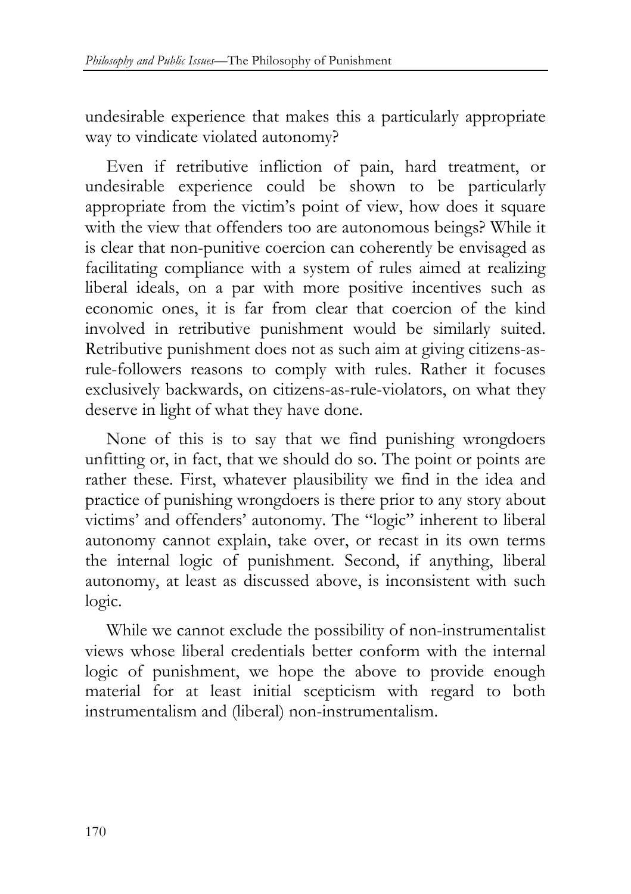undesirable experience that makes this a particularly appropriate way to vindicate violated autonomy?

Even if retributive infliction of pain, hard treatment, or undesirable experience could be shown to be particularly appropriate from the victim's point of view, how does it square with the view that offenders too are autonomous beings? While it is clear that non-punitive coercion can coherently be envisaged as facilitating compliance with a system of rules aimed at realizing liberal ideals, on a par with more positive incentives such as economic ones, it is far from clear that coercion of the kind involved in retributive punishment would be similarly suited. Retributive punishment does not as such aim at giving citizens-as-rule-followers reasons to comply with rules. Rather it focuses exclusively backwards, on citizens-as-rule-violators, on what they deserve in light of what they have done.

None of this is to say that we find punishing wrongdoers unfitting or, in fact, that we should do so. The point or points are rather these. First, whatever plausibility we find in the idea and practice of punishing wrongdoers is there prior to any story about victims' and offenders' autonomy. The "logic" inherent to liberal autonomy cannot explain, take over, or recast in its own terms the internal logic of punishment. Second, if anything, liberal autonomy, at least as discussed above, is inconsistent with such logic.

While we cannot exclude the possibility of non-instrumentalist views whose liberal credentials better conform with the internal logic of punishment, we hope the above to provide enough material for at least initial scepticism with regard to both instrumentalism and (liberal) non-instrumentalism.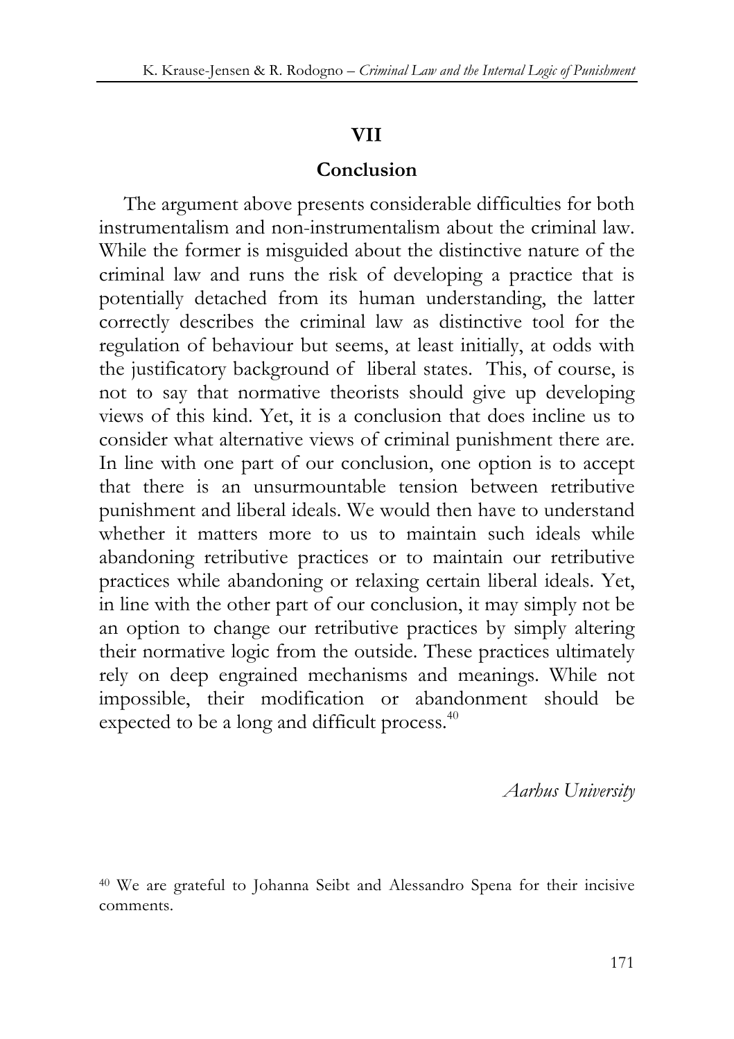## VII

## Conclusion

The argument above presents considerable difficulties for both instrumentalism and non-instrumentalism about the criminal law. While the former is misguided about the distinctive nature of the criminal law and runs the risk of developing a practice that is potentially detached from its human understanding, the latter correctly describes the criminal law as distinctive tool for the regulation of behaviour but seems, at least initially, at odds with the justificatory background of liberal states. This, of course, is not to say that normative theorists should give up developing views of this kind. Yet, it is a conclusion that does incline us to consider what alternative views of criminal punishment there are. In line with one part of our conclusion, one option is to accept that there is an unsurmountable tension between retributive punishment and liberal ideals. We would then have to understand whether it matters more to us to maintain such ideals while abandoning retributive practices or to maintain our retributive practices while abandoning or relaxing certain liberal ideals. Yet, in line with the other part of our conclusion, it may simply not be an option to change our retributive practices by simply altering their normative logic from the outside. These practices ultimately rely on deep engrained mechanisms and meanings. While not impossible, their modification or abandonment should be expected to be a long and difficult process.[40]

*Aarhus University*

[40] We are grateful to Johanna Seibt and Alessandro Spena for their incisive comments.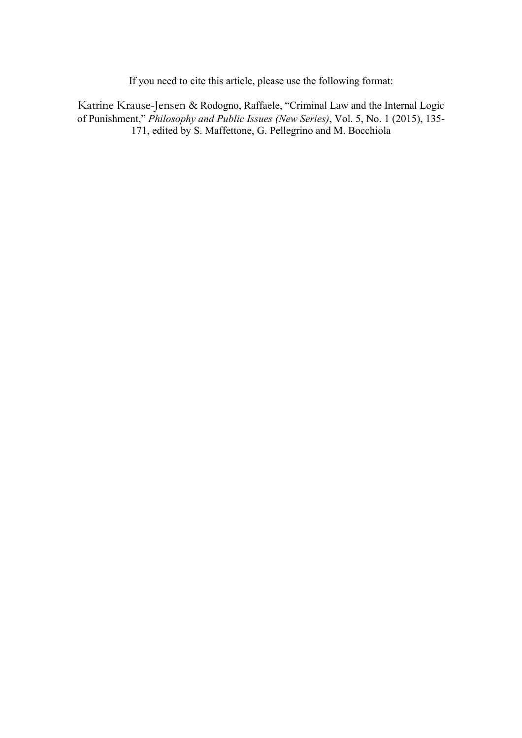If you need to cite this article, please use the following format:

Katrine Krause-Jensen & Rodogno, Raffaele, "Criminal Law and the Internal Logic of Punishment," *Philosophy and Public Issues (New Series)*, Vol. 5, No. 1 (2015), 135-171, edited by S. Maffettone, G. Pellegrino and M. Bocchiola